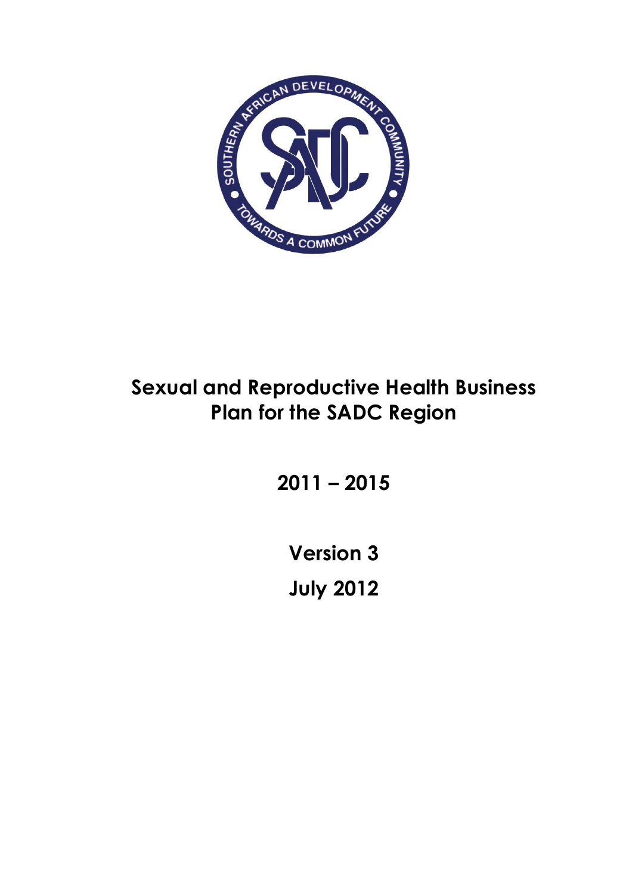# Sexual and Reproductive Health Business Plan for the SADC Region

## 2011 – 2015

## Version 3

## July 2012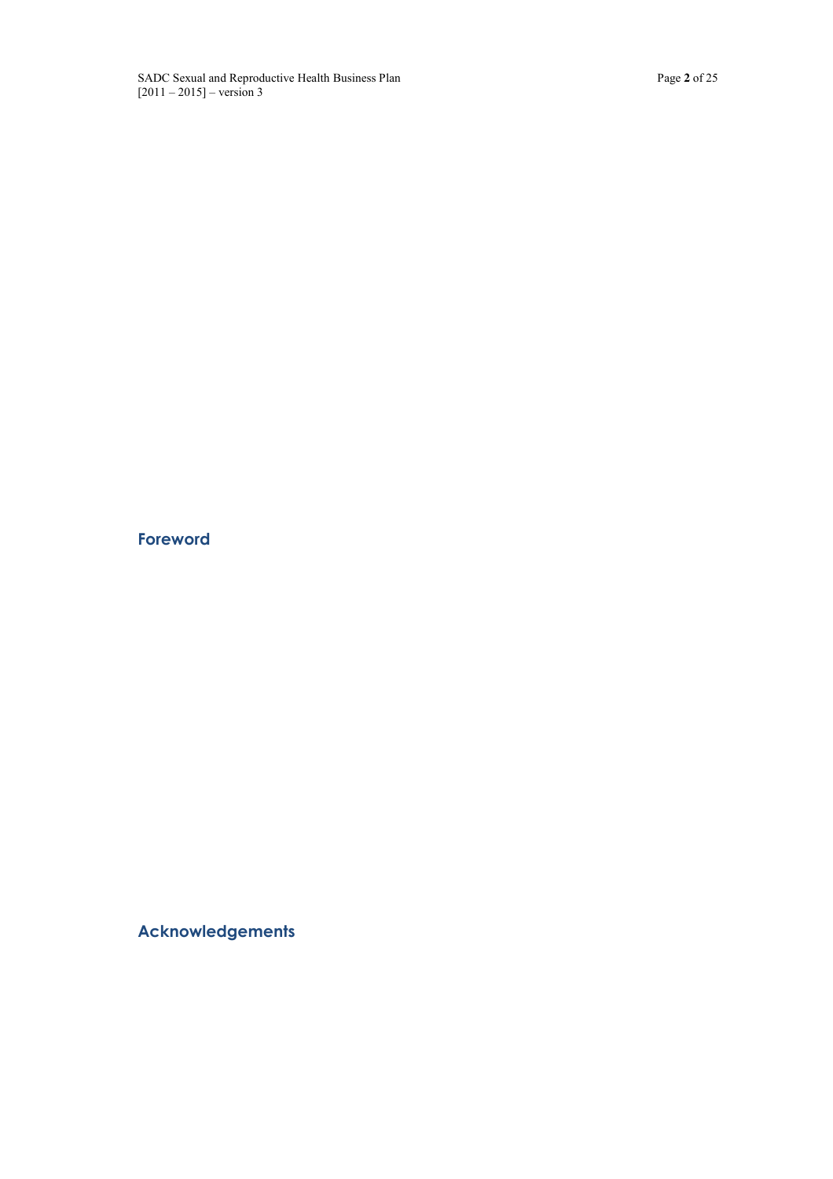## Foreword

## Acknowledgements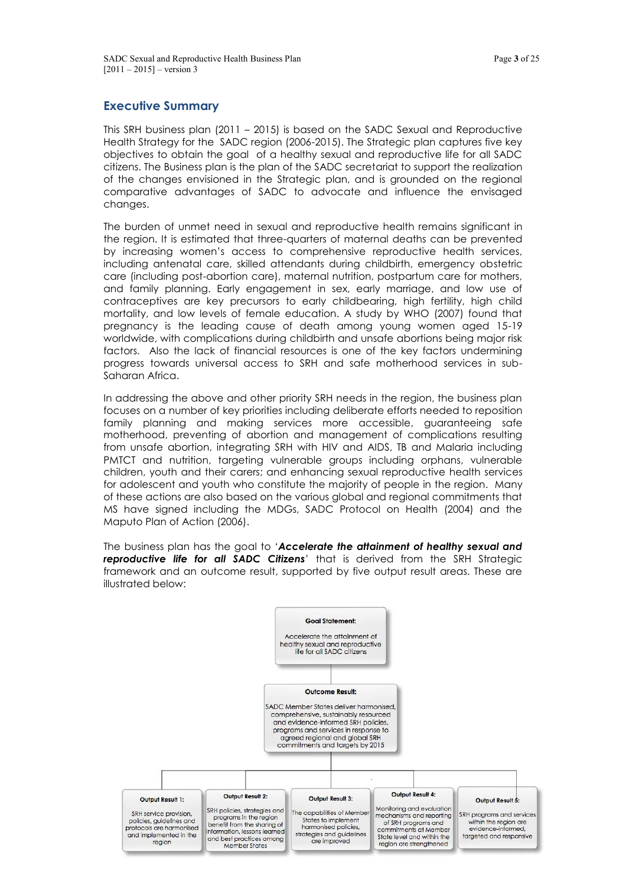## Executive Summary

This SRH business plan (2011 – 2015) is based on the SADC Sexual and Reproductive Health Strategy for the SADC region (2006-2015). The Strategic plan captures five key objectives to obtain the goal of a healthy sexual and reproductive life for all SADC citizens. The Business plan is the plan of the SADC secretariat to support the realization of the changes envisioned in the Strategic plan, and is grounded on the regional comparative advantages of SADC to advocate and influence the envisaged changes.

The burden of unmet need in sexual and reproductive health remains significant in the region. It is estimated that three-quarters of maternal deaths can be prevented by increasing women's access to comprehensive reproductive health services, including antenatal care, skilled attendants during childbirth, emergency obstetric care (including post-abortion care), maternal nutrition, postpartum care for mothers, and family planning. Early engagement in sex, early marriage, and low use of contraceptives are key precursors to early childbearing, high fertility, high child mortality, and low levels of female education. A study by WHO (2007) found that pregnancy is the leading cause of death among young women aged 15-19 worldwide, with complications during childbirth and unsafe abortions being major risk factors. Also the lack of financial resources is one of the key factors undermining progress towards universal access to SRH and safe motherhood services in sub-Saharan Africa.

In addressing the above and other priority SRH needs in the region, the business plan focuses on a number of key priorities including deliberate efforts needed to reposition family planning and making services more accessible, guaranteeing safe motherhood, preventing of abortion and management of complications resulting from unsafe abortion, integrating SRH with HIV and AIDS, TB and Malaria including PMTCT and nutrition, targeting vulnerable groups including orphans, vulnerable children, youth and their carers; and enhancing sexual reproductive health services for adolescent and youth who constitute the majority of people in the region. Many of these actions are also based on the various global and regional commitments that MS have signed including the MDGs, SADC Protocol on Health (2004) and the Maputo Plan of Action (2006).

The business plan has the goal to '***Accelerate the attainment of healthy sexual and reproductive life for all SADC Citizens***' that is derived from the SRH Strategic framework and an outcome result, supported by five output result areas. These are illustrated below:

**Goal Statement:**

Accelerate the attainment of healthy sexual and reproductive life for all SADC citizens

**Outcome Result:**

SADC Member States deliver harmonised, comprehensive, sustainably resourced and evidence-informed SRH policies, programs and services in response to agreed regional and global SRH commitments and targets by 2015

**Output Result 1:** SRH service provision, policies, guidelines and protocols are harmonised and implemented in the region

**Output Result 2:** SRH policies, strategies and programs in the region benefit from the sharing of information, lessons learned and best practices among Member States

**Output Result 3:** The capabilities of Member States to implement harmonised policies, strategies and guidelines are improved

**Output Result 4:** Monitoring and evaluation mechanisms and reporting of SRH programs and commitments of Member State level and within the region are strengthened

**Output Result 5:** SRH programs and services within the region are evidence-informed, targeted and responsive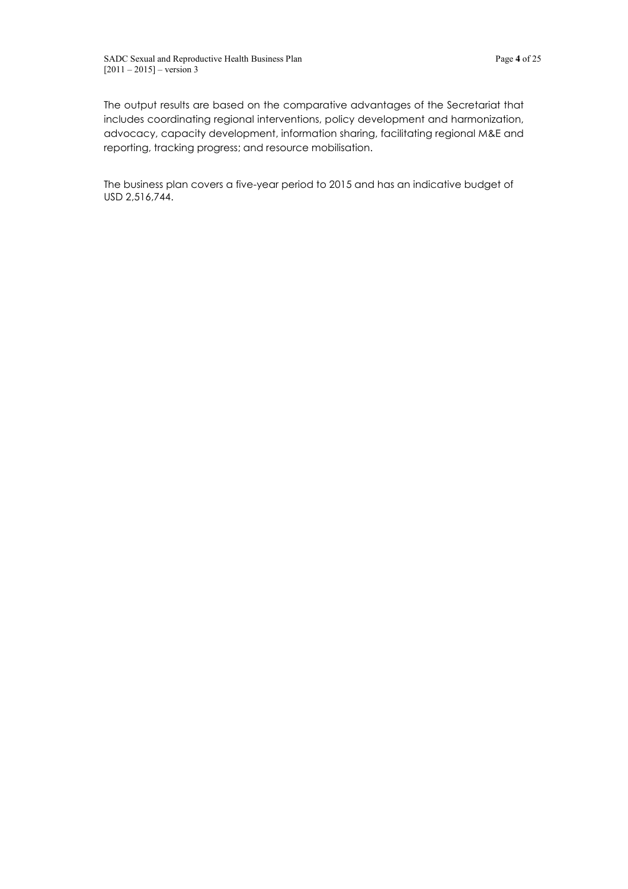The output results are based on the comparative advantages of the Secretariat that includes coordinating regional interventions, policy development and harmonization, advocacy, capacity development, information sharing, facilitating regional M&E and reporting, tracking progress; and resource mobilisation.

The business plan covers a five-year period to 2015 and has an indicative budget of USD 2,516,744.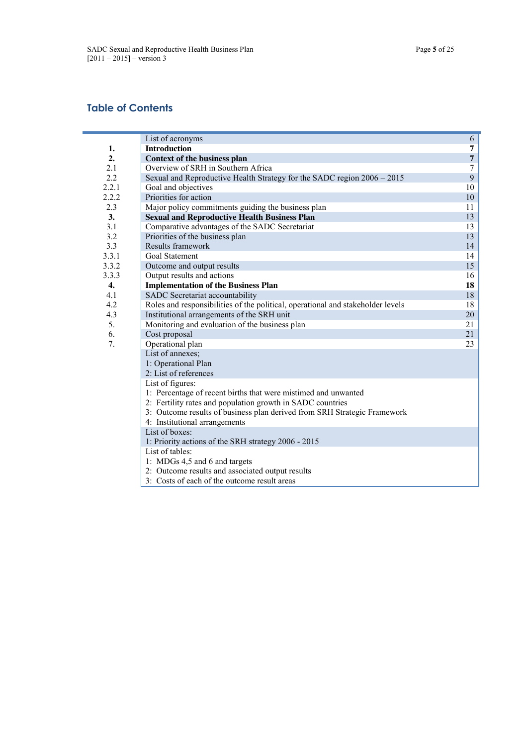## Table of Contents

| | | |
|---|---|---|
| | List of acronyms | 6 |
| **1.** | **Introduction** | **7** |
| **2.** | **Context of the business plan** | **7** |
| 2.1 | Overview of SRH in Southern Africa | 7 |
| 2.2 | Sexual and Reproductive Health Strategy for the SADC region 2006 – 2015 | 9 |
| 2.2.1 | Goal and objectives | 10 |
| 2.2.2 | Priorities for action | 10 |
| 2.3 | Major policy commitments guiding the business plan | 11 |
| **3.** | **Sexual and Reproductive Health Business Plan** | 13 |
| 3.1 | Comparative advantages of the SADC Secretariat | 13 |
| 3.2 | Priorities of the business plan | 13 |
| 3.3 | Results framework | 14 |
| 3.3.1 | Goal Statement | 14 |
| 3.3.2 | Outcome and output results | 15 |
| 3.3.3 | Output results and actions | 16 |
| **4.** | **Implementation of the Business Plan** | **18** |
| 4.1 | SADC Secretariat accountability | 18 |
| 4.2 | Roles and responsibilities of the political, operational and stakeholder levels | 18 |
| 4.3 | Institutional arrangements of the SRH unit | 20 |
| 5. | Monitoring and evaluation of the business plan | 21 |
| 6. | Cost proposal | 21 |
| 7. | Operational plan | 23 |
| | List of annexes;<br>1: Operational Plan<br>2: List of references | |
| | List of figures:<br>1: Percentage of recent births that were mistimed and unwanted<br>2: Fertility rates and population growth in SADC countries<br>3: Outcome results of business plan derived from SRH Strategic Framework<br>4: Institutional arrangements | |
| | List of boxes:<br>1: Priority actions of the SRH strategy 2006 - 2015 | |
| | List of tables:<br>1: MDGs 4,5 and 6 and targets<br>2: Outcome results and associated output results<br>3: Costs of each of the outcome result areas | |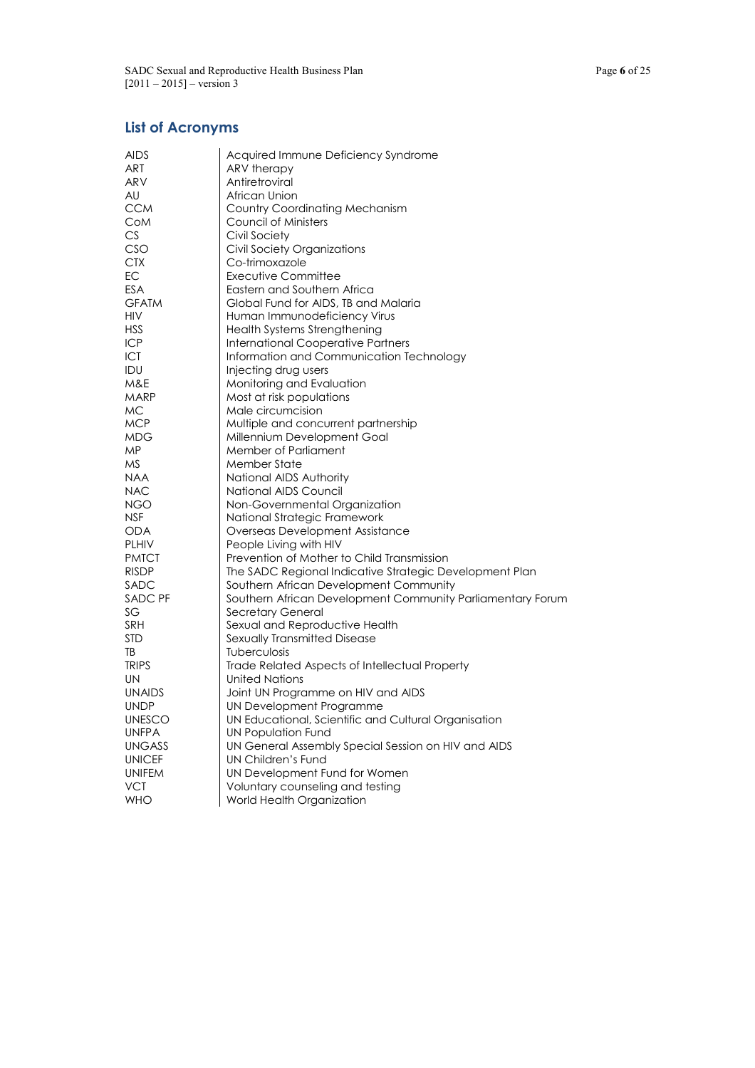## List of Acronyms

| | |
|---|---|
| AIDS | Acquired Immune Deficiency Syndrome |
| ART | ARV therapy |
| ARV | Antiretroviral |
| AU | African Union |
| CCM | Country Coordinating Mechanism |
| CoM | Council of Ministers |
| CS | Civil Society |
| CSO | Civil Society Organizations |
| CTX | Co-trimoxazole |
| EC | Executive Committee |
| ESA | Eastern and Southern Africa |
| GFATM | Global Fund for AIDS, TB and Malaria |
| HIV | Human Immunodeficiency Virus |
| HSS | Health Systems Strengthening |
| ICP | International Cooperative Partners |
| ICT | Information and Communication Technology |
| IDU | Injecting drug users |
| M&E | Monitoring and Evaluation |
| MARP | Most at risk populations |
| MC | Male circumcision |
| MCP | Multiple and concurrent partnership |
| MDG | Millennium Development Goal |
| MP | Member of Parliament |
| MS | Member State |
| NAA | National AIDS Authority |
| NAC | National AIDS Council |
| NGO | Non-Governmental Organization |
| NSF | National Strategic Framework |
| ODA | Overseas Development Assistance |
| PLHIV | People Living with HIV |
| PMTCT | Prevention of Mother to Child Transmission |
| RISDP | The SADC Regional Indicative Strategic Development Plan |
| SADC | Southern African Development Community |
| SADC PF | Southern African Development Community Parliamentary Forum |
| SG | Secretary General |
| SRH | Sexual and Reproductive Health |
| STD | Sexually Transmitted Disease |
| TB | Tuberculosis |
| TRIPS | Trade Related Aspects of Intellectual Property |
| UN | United Nations |
| UNAIDS | Joint UN Programme on HIV and AIDS |
| UNDP | UN Development Programme |
| UNESCO | UN Educational, Scientific and Cultural Organisation |
| UNFPA | UN Population Fund |
| UNGASS | UN General Assembly Special Session on HIV and AIDS |
| UNICEF | UN Children's Fund |
| UNIFEM | UN Development Fund for Women |
| VCT | Voluntary counseling and testing |
| WHO | World Health Organization |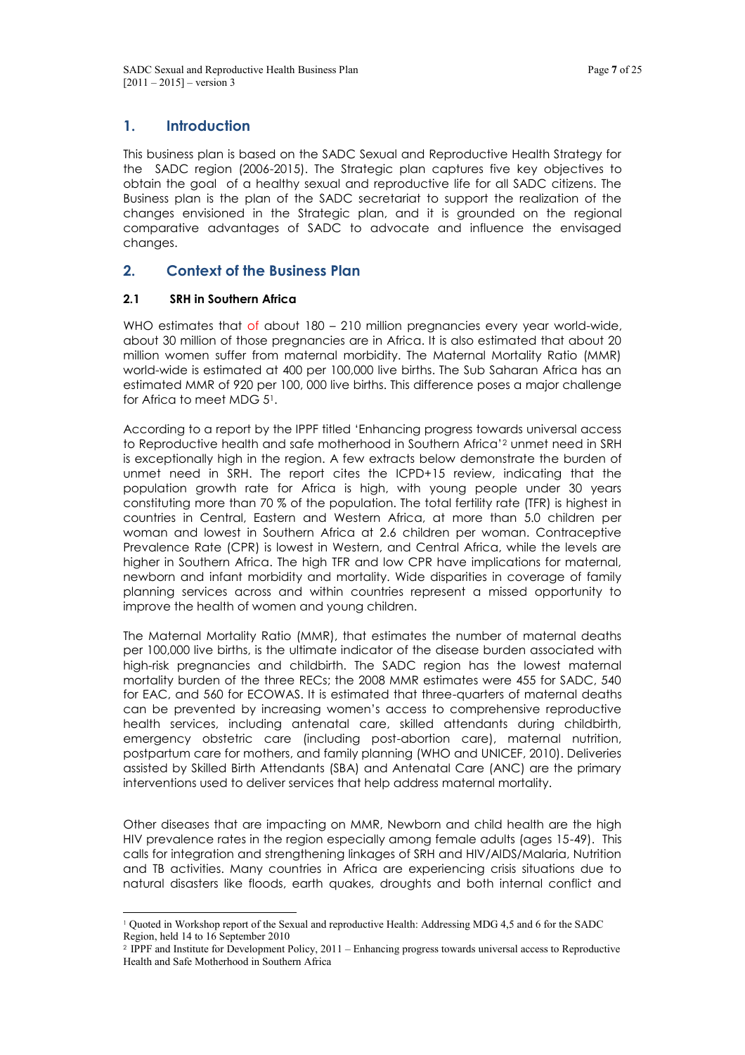## 1. Introduction

This business plan is based on the SADC Sexual and Reproductive Health Strategy for the SADC region (2006-2015). The Strategic plan captures five key objectives to obtain the goal of a healthy sexual and reproductive life for all SADC citizens. The Business plan is the plan of the SADC secretariat to support the realization of the changes envisioned in the Strategic plan, and it is grounded on the regional comparative advantages of SADC to advocate and influence the envisaged changes.

## 2. Context of the Business Plan

### 2.1 SRH in Southern Africa

WHO estimates that of about 180 – 210 million pregnancies every year world-wide, about 30 million of those pregnancies are in Africa. It is also estimated that about 20 million women suffer from maternal morbidity. The Maternal Mortality Ratio (MMR) world-wide is estimated at 400 per 100,000 live births. The Sub Saharan Africa has an estimated MMR of 920 per 100, 000 live births. This difference poses a major challenge for Africa to meet MDG 5[1].

According to a report by the IPPF titled 'Enhancing progress towards universal access to Reproductive health and safe motherhood in Southern Africa'[2] unmet need in SRH is exceptionally high in the region. A few extracts below demonstrate the burden of unmet need in SRH. The report cites the ICPD+15 review, indicating that the population growth rate for Africa is high, with young people under 30 years constituting more than 70 % of the population. The total fertility rate (TFR) is highest in countries in Central, Eastern and Western Africa, at more than 5.0 children per woman and lowest in Southern Africa at 2.6 children per woman. Contraceptive Prevalence Rate (CPR) is lowest in Western, and Central Africa, while the levels are higher in Southern Africa. The high TFR and low CPR have implications for maternal, newborn and infant morbidity and mortality. Wide disparities in coverage of family planning services across and within countries represent a missed opportunity to improve the health of women and young children.

The Maternal Mortality Ratio (MMR), that estimates the number of maternal deaths per 100,000 live births, is the ultimate indicator of the disease burden associated with high-risk pregnancies and childbirth. The SADC region has the lowest maternal mortality burden of the three RECs; the 2008 MMR estimates were 455 for SADC, 540 for EAC, and 560 for ECOWAS. It is estimated that three-quarters of maternal deaths can be prevented by increasing women's access to comprehensive reproductive health services, including antenatal care, skilled attendants during childbirth, emergency obstetric care (including post-abortion care), maternal nutrition, postpartum care for mothers, and family planning (WHO and UNICEF, 2010). Deliveries assisted by Skilled Birth Attendants (SBA) and Antenatal Care (ANC) are the primary interventions used to deliver services that help address maternal mortality.

Other diseases that are impacting on MMR, Newborn and child health are the high HIV prevalence rates in the region especially among female adults (ages 15-49). This calls for integration and strengthening linkages of SRH and HIV/AIDS/Malaria, Nutrition and TB activities. Many countries in Africa are experiencing crisis situations due to natural disasters like floods, earth quakes, droughts and both internal conflict and

---

[1] Quoted in Workshop report of the Sexual and reproductive Health: Addressing MDG 4,5 and 6 for the SADC Region, held 14 to 16 September 2010

[2] IPPF and Institute for Development Policy, 2011 – Enhancing progress towards universal access to Reproductive Health and Safe Motherhood in Southern Africa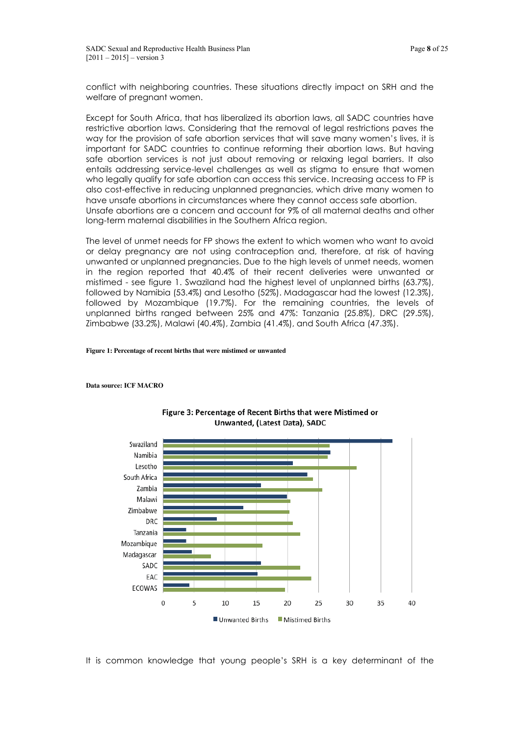conflict with neighboring countries. These situations directly impact on SRH and the welfare of pregnant women.

Except for South Africa, that has liberalized its abortion laws, all SADC countries have restrictive abortion laws. Considering that the removal of legal restrictions paves the way for the provision of safe abortion services that will save many women's lives, it is important for SADC countries to continue reforming their abortion laws. But having safe abortion services is not just about removing or relaxing legal barriers. It also entails addressing service-level challenges as well as stigma to ensure that women who legally qualify for safe abortion can access this service. Increasing access to FP is also cost-effective in reducing unplanned pregnancies, which drive many women to have unsafe abortions in circumstances where they cannot access safe abortion. Unsafe abortions are a concern and account for 9% of all maternal deaths and other long-term maternal disabilities in the Southern Africa region.

The level of unmet needs for FP shows the extent to which women who want to avoid or delay pregnancy are not using contraception and, therefore, at risk of having unwanted or unplanned pregnancies. Due to the high levels of unmet needs, women in the region reported that 40.4% of their recent deliveries were unwanted or mistimed - see figure 1. Swaziland had the highest level of unplanned births (63.7%), followed by Namibia (53.4%) and Lesotho (52%). Madagascar had the lowest (12.3%), followed by Mozambique (19.7%). For the remaining countries, the levels of unplanned births ranged between 25% and 47%: Tanzania (25.8%), DRC (29.5%), Zimbabwe (33.2%), Malawi (40.4%), Zambia (41.4%), and South Africa (47.3%).

**Figure 1: Percentage of recent births that were mistimed or unwanted**

**Data source: ICF MACRO**

Figure 3: Percentage of Recent Births that were Mistimed or Unwanted, (Latest Data), SADC

It is common knowledge that young people's SRH is a key determinant of the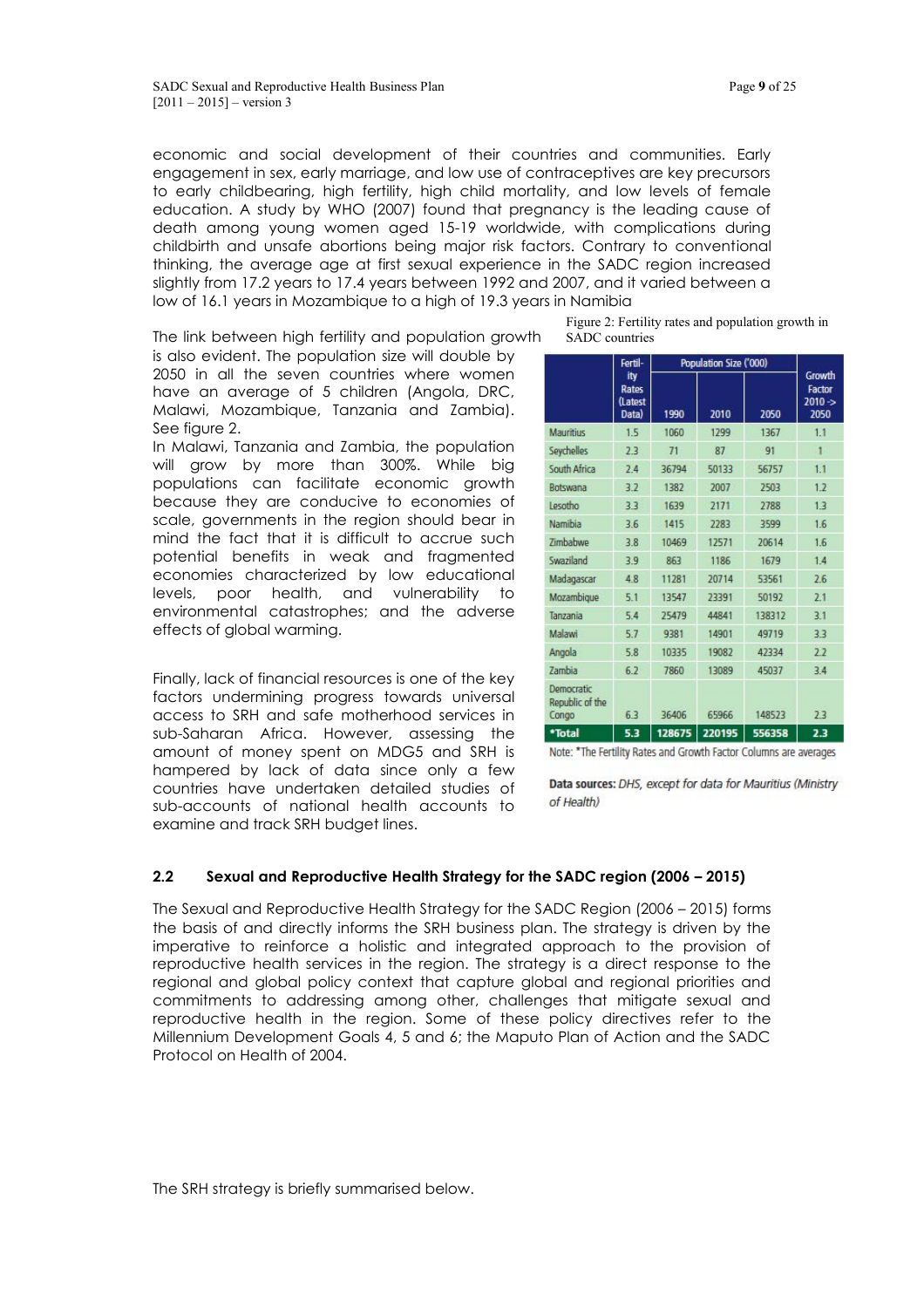economic and social development of their countries and communities. Early engagement in sex, early marriage, and low use of contraceptives are key precursors to early childbearing, high fertility, high child mortality, and low levels of female education. A study by WHO (2007) found that pregnancy is the leading cause of death among young women aged 15-19 worldwide, with complications during childbirth and unsafe abortions being major risk factors. Contrary to conventional thinking, the average age at first sexual experience in the SADC region increased slightly from 17.2 years to 17.4 years between 1992 and 2007, and it varied between a low of 16.1 years in Mozambique to a high of 19.3 years in Namibia

The link between high fertility and population growth is also evident. The population size will double by 2050 in all the seven countries where women have an average of 5 children (Angola, DRC, Malawi, Mozambique, Tanzania and Zambia). See figure 2.

In Malawi, Tanzania and Zambia, the population will grow by more than 300%. While big populations can facilitate economic growth because they are conducive to economies of scale, governments in the region should bear in mind the fact that it is difficult to accrue such potential benefits in weak and fragmented economies characterized by low educational levels, poor health, and vulnerability to environmental catastrophes; and the adverse effects of global warming.

Finally, lack of financial resources is one of the key factors undermining progress towards universal access to SRH and safe motherhood services in sub-Saharan Africa. However, assessing the amount of money spent on MDG5 and SRH is hampered by lack of data since only a few countries have undertaken detailed studies of sub-accounts of national health accounts to examine and track SRH budget lines.

Figure 2: Fertility rates and population growth in SADC countries

| | Fertility Rates (Latest Data) | Population Size ('000) | | | Growth Factor 2010 -> 2050 |
|---|---|---|---|---|---|
| | | 1990 | 2010 | 2050 | |
| Mauritius | 1.5 | 1060 | 1299 | 1367 | 1.1 |
| Seychelles | 2.3 | 71 | 87 | 91 | 1 |
| South Africa | 2.4 | 36794 | 50133 | 56757 | 1.1 |
| Botswana | 3.2 | 1382 | 2007 | 2503 | 1.2 |
| Lesotho | 3.3 | 1639 | 2171 | 2788 | 1.3 |
| Namibia | 3.6 | 1415 | 2283 | 3599 | 1.6 |
| Zimbabwe | 3.8 | 10469 | 12571 | 20614 | 1.6 |
| Swaziland | 3.9 | 863 | 1186 | 1679 | 1.4 |
| Madagascar | 4.8 | 11281 | 20714 | 53561 | 2.6 |
| Mozambique | 5.1 | 13547 | 23391 | 50192 | 2.1 |
| Tanzania | 5.4 | 25479 | 44841 | 138312 | 3.1 |
| Malawi | 5.7 | 9381 | 14901 | 49719 | 3.3 |
| Angola | 5.8 | 10335 | 19082 | 42334 | 2.2 |
| Zambia | 6.2 | 7860 | 13089 | 45037 | 3.4 |
| Democratic Republic of the Congo | 6.3 | 36406 | 65966 | 148523 | 2.3 |
| *Total | 5.3 | 128675 | 220195 | 556358 | 2.3 |

Note: *The Fertility Rates and Growth Factor Columns are averages

**Data sources:** *DHS, except for data for Mauritius (Ministry of Health)*

### 2.2 Sexual and Reproductive Health Strategy for the SADC region (2006 – 2015)

The Sexual and Reproductive Health Strategy for the SADC Region (2006 – 2015) forms the basis of and directly informs the SRH business plan. The strategy is driven by the imperative to reinforce a holistic and integrated approach to the provision of reproductive health services in the region. The strategy is a direct response to the regional and global policy context that capture global and regional priorities and commitments to addressing among other, challenges that mitigate sexual and reproductive health in the region. Some of these policy directives refer to the Millennium Development Goals 4, 5 and 6; the Maputo Plan of Action and the SADC Protocol on Health of 2004.

The SRH strategy is briefly summarised below.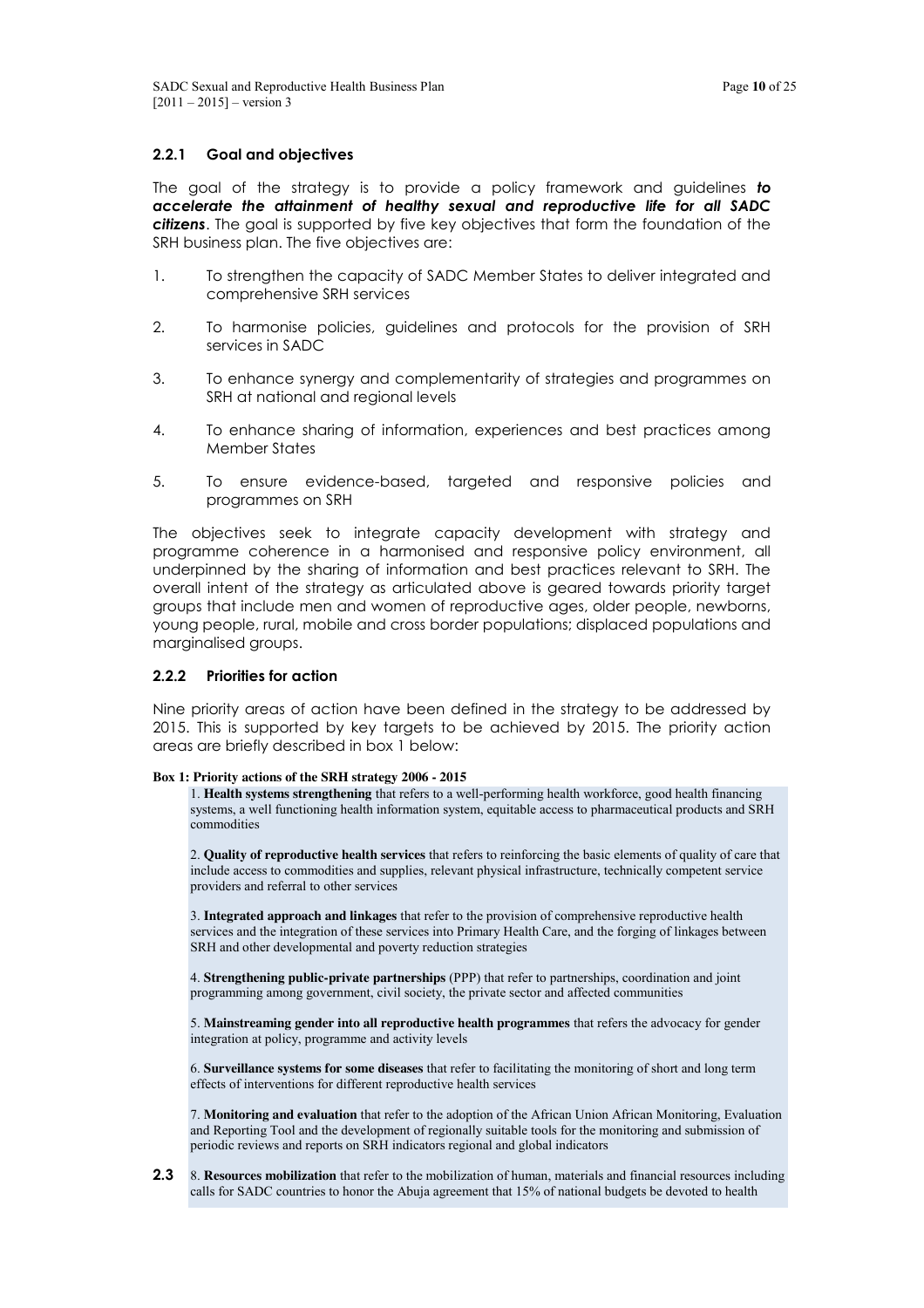### 2.2.1 Goal and objectives

The goal of the strategy is to provide a policy framework and guidelines ***to accelerate the attainment of healthy sexual and reproductive life for all SADC citizens***. The goal is supported by five key objectives that form the foundation of the SRH business plan. The five objectives are:

1. To strengthen the capacity of SADC Member States to deliver integrated and comprehensive SRH services
2. To harmonise policies, guidelines and protocols for the provision of SRH services in SADC
3. To enhance synergy and complementarity of strategies and programmes on SRH at national and regional levels
4. To enhance sharing of information, experiences and best practices among Member States
5. To ensure evidence-based, targeted and responsive policies and programmes on SRH

The objectives seek to integrate capacity development with strategy and programme coherence in a harmonised and responsive policy environment, all underpinned by the sharing of information and best practices relevant to SRH. The overall intent of the strategy as articulated above is geared towards priority target groups that include men and women of reproductive ages, older people, newborns, young people, rural, mobile and cross border populations; displaced populations and marginalised groups.

### 2.2.2 Priorities for action

Nine priority areas of action have been defined in the strategy to be addressed by 2015. This is supported by key targets to be achieved by 2015. The priority action areas are briefly described in box 1 below:

**Box 1: Priority actions of the SRH strategy 2006 - 2015**

1. **Health systems strengthening** that refers to a well-performing health workforce, good health financing systems, a well functioning health information system, equitable access to pharmaceutical products and SRH commodities

2. **Quality of reproductive health services** that refers to reinforcing the basic elements of quality of care that include access to commodities and supplies, relevant physical infrastructure, technically competent service providers and referral to other services

3. **Integrated approach and linkages** that refer to the provision of comprehensive reproductive health services and the integration of these services into Primary Health Care, and the forging of linkages between SRH and other developmental and poverty reduction strategies

4. **Strengthening public-private partnerships** (PPP) that refer to partnerships, coordination and joint programming among government, civil society, the private sector and affected communities

5. **Mainstreaming gender into all reproductive health programmes** that refers the advocacy for gender integration at policy, programme and activity levels

6. **Surveillance systems for some diseases** that refer to facilitating the monitoring of short and long term effects of interventions for different reproductive health services

7. **Monitoring and evaluation** that refer to the adoption of the African Union African Monitoring, Evaluation and Reporting Tool and the development of regionally suitable tools for the monitoring and submission of periodic reviews and reports on SRH indicators regional and global indicators

**2.3**

8. **Resources mobilization** that refer to the mobilization of human, materials and financial resources including calls for SADC countries to honor the Abuja agreement that 15% of national budgets be devoted to health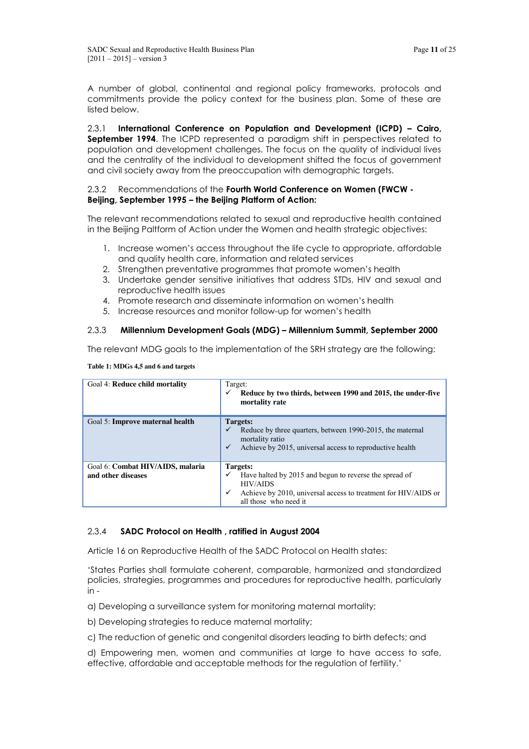A number of global, continental and regional policy frameworks, protocols and commitments provide the policy context for the business plan. Some of these are listed below.

2.3.1 **International Conference on Population and Development (ICPD) – Cairo, September 1994**. The ICPD represented a paradigm shift in perspectives related to population and development challenges. The focus on the quality of individual lives and the centrality of the individual to development shifted the focus of government and civil society away from the preoccupation with demographic targets.

2.3.2 Recommendations of the **Fourth World Conference on Women (FWCW - Beijing, September 1995 – the Beijing Platform of Action:**

The relevant recommendations related to sexual and reproductive health contained in the Beijing Paltform of Action under the Women and health strategic objectives:

1. Increase women's access throughout the life cycle to appropriate, affordable and quality health care, information and related services
2. Strengthen preventative programmes that promote women's health
3. Undertake gender sensitive initiatives that address STDs, HIV and sexual and reproductive health issues
4. Promote research and disseminate information on women's health
5. Increase resources and monitor follow-up for women's health

### 2.3.3 Millennium Development Goals (MDG) – Millennium Summit, September 2000

The relevant MDG goals to the implementation of the SRH strategy are the following:

**Table 1: MDGs 4,5 and 6 and targets**

| Goal | Target(s) |
|---|---|
| Goal 4: **Reduce child mortality** | Target:<br>✓ **Reduce by two thirds, between 1990 and 2015, the under-five mortality rate** |
| Goal 5: **Improve maternal health** | **Targets:**<br>✓ Reduce by three quarters, between 1990-2015, the maternal mortality ratio<br>✓ Achieve by 2015, universal access to reproductive health |
| Goal 6: **Combat HIV/AIDS, malaria and other diseases** | **Targets:**<br>✓ Have halted by 2015 and begun to reverse the spread of HIV/AIDS<br>✓ Achieve by 2010, universal access to treatment for HIV/AIDS or all those who need it |

### 2.3.4 SADC Protocol on Health , ratified in August 2004

Article 16 on Reproductive Health of the SADC Protocol on Health states:

'States Parties shall formulate coherent, comparable, harmonized and standardized policies, strategies, programmes and procedures for reproductive health, particularly in -

a) Developing a surveillance system for monitoring maternal mortality;

b) Developing strategies to reduce maternal mortality;

c) The reduction of genetic and congenital disorders leading to birth defects; and

d) Empowering men, women and communities at large to have access to safe, effective, affordable and acceptable methods for the regulation of fertility.'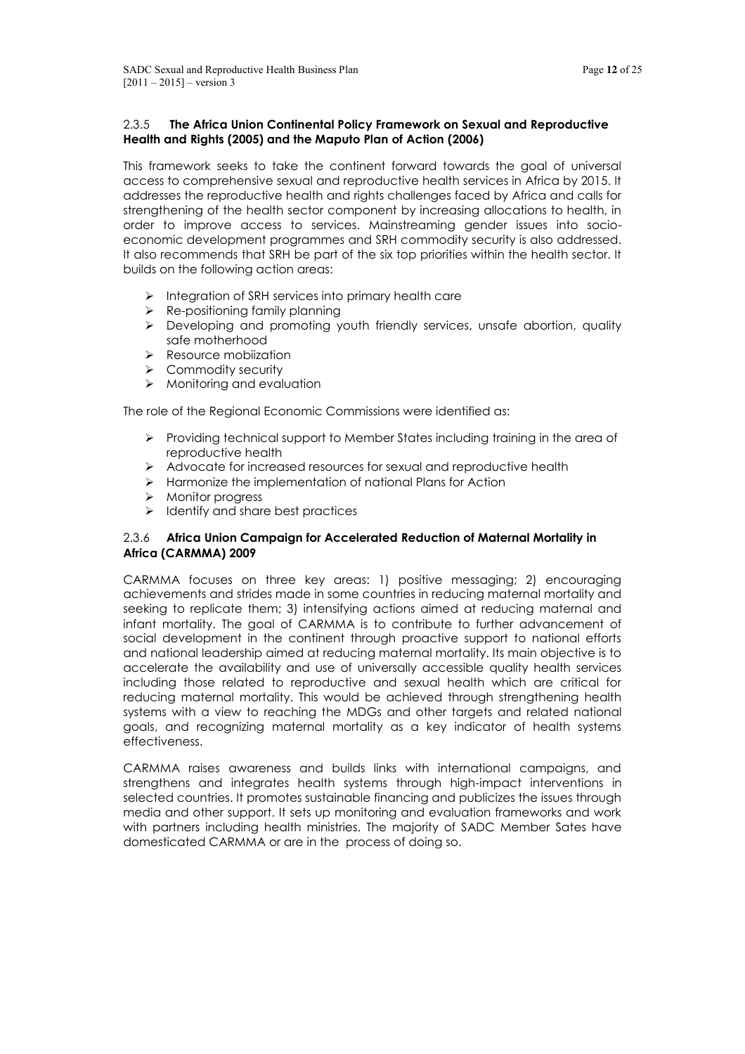### 2.3.5 **The Africa Union Continental Policy Framework on Sexual and Reproductive Health and Rights (2005) and the Maputo Plan of Action (2006)**

This framework seeks to take the continent forward towards the goal of universal access to comprehensive sexual and reproductive health services in Africa by 2015. It addresses the reproductive health and rights challenges faced by Africa and calls for strengthening of the health sector component by increasing allocations to health, in order to improve access to services. Mainstreaming gender issues into socio-economic development programmes and SRH commodity security is also addressed. It also recommends that SRH be part of the six top priorities within the health sector. It builds on the following action areas:

- Integration of SRH services into primary health care
- Re-positioning family planning
- Developing and promoting youth friendly services, unsafe abortion, quality safe motherhood
- Resource mobiization
- Commodity security
- Monitoring and evaluation

The role of the Regional Economic Commissions were identified as:

- Providing technical support to Member States including training in the area of reproductive health
- Advocate for increased resources for sexual and reproductive health
- Harmonize the implementation of national Plans for Action
- Monitor progress
- Identify and share best practices

### 2.3.6 **Africa Union Campaign for Accelerated Reduction of Maternal Mortality in Africa (CARMMA) 2009**

CARMMA focuses on three key areas: 1) positive messaging; 2) encouraging achievements and strides made in some countries in reducing maternal mortality and seeking to replicate them; 3) intensifying actions aimed at reducing maternal and infant mortality. The goal of CARMMA is to contribute to further advancement of social development in the continent through proactive support to national efforts and national leadership aimed at reducing maternal mortality. Its main objective is to accelerate the availability and use of universally accessible quality health services including those related to reproductive and sexual health which are critical for reducing maternal mortality. This would be achieved through strengthening health systems with a view to reaching the MDGs and other targets and related national goals, and recognizing maternal mortality as a key indicator of health systems effectiveness.

CARMMA raises awareness and builds links with international campaigns, and strengthens and integrates health systems through high-impact interventions in selected countries. It promotes sustainable financing and publicizes the issues through media and other support. It sets up monitoring and evaluation frameworks and work with partners including health ministries. The majority of SADC Member Sates have domesticated CARMMA or are in the process of doing so.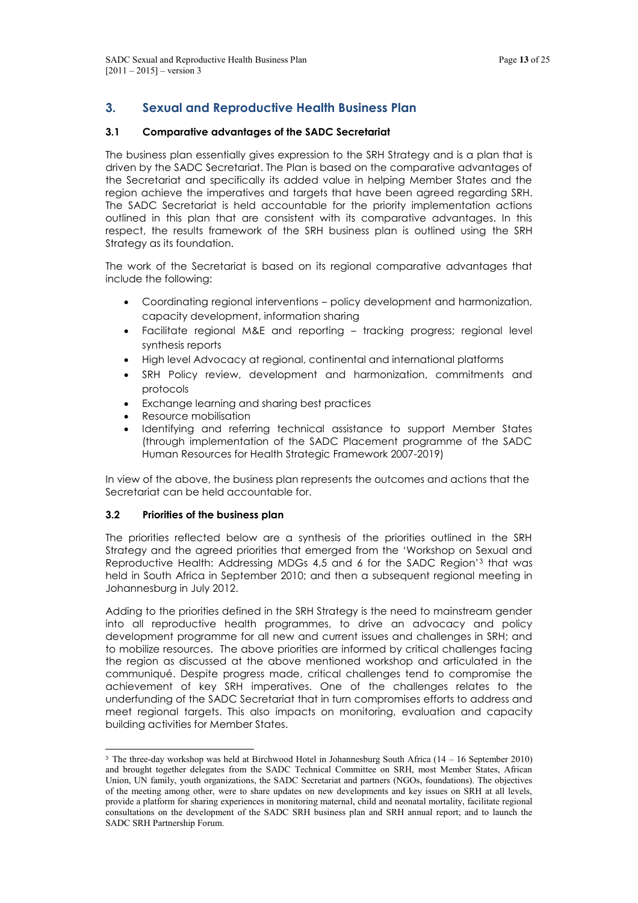## 3. Sexual and Reproductive Health Business Plan

### 3.1 Comparative advantages of the SADC Secretariat

The business plan essentially gives expression to the SRH Strategy and is a plan that is driven by the SADC Secretariat. The Plan is based on the comparative advantages of the Secretariat and specifically its added value in helping Member States and the region achieve the imperatives and targets that have been agreed regarding SRH. The SADC Secretariat is held accountable for the priority implementation actions outlined in this plan that are consistent with its comparative advantages. In this respect, the results framework of the SRH business plan is outlined using the SRH Strategy as its foundation.

The work of the Secretariat is based on its regional comparative advantages that include the following:

- Coordinating regional interventions – policy development and harmonization, capacity development, information sharing
- Facilitate regional M&E and reporting – tracking progress; regional level synthesis reports
- High level Advocacy at regional, continental and international platforms
- SRH Policy review, development and harmonization, commitments and protocols
- Exchange learning and sharing best practices
- Resource mobilisation
- Identifying and referring technical assistance to support Member States (through implementation of the SADC Placement programme of the SADC Human Resources for Health Strategic Framework 2007-2019)

In view of the above, the business plan represents the outcomes and actions that the Secretariat can be held accountable for.

### 3.2 Priorities of the business plan

The priorities reflected below are a synthesis of the priorities outlined in the SRH Strategy and the agreed priorities that emerged from the 'Workshop on Sexual and Reproductive Health: Addressing MDGs 4,5 and 6 for the SADC Region'[3] that was held in South Africa in September 2010; and then a subsequent regional meeting in Johannesburg in July 2012.

Adding to the priorities defined in the SRH Strategy is the need to mainstream gender into all reproductive health programmes, to drive an advocacy and policy development programme for all new and current issues and challenges in SRH; and to mobilize resources. The above priorities are informed by critical challenges facing the region as discussed at the above mentioned workshop and articulated in the communiqué. Despite progress made, critical challenges tend to compromise the achievement of key SRH imperatives. One of the challenges relates to the underfunding of the SADC Secretariat that in turn compromises efforts to address and meet regional targets. This also impacts on monitoring, evaluation and capacity building activities for Member States.

---

[3] The three-day workshop was held at Birchwood Hotel in Johannesburg South Africa (14 – 16 September 2010) and brought together delegates from the SADC Technical Committee on SRH, most Member States, African Union, UN family, youth organizations, the SADC Secretariat and partners (NGOs, foundations). The objectives of the meeting among other, were to share updates on new developments and key issues on SRH at all levels, provide a platform for sharing experiences in monitoring maternal, child and neonatal mortality, facilitate regional consultations on the development of the SADC SRH business plan and SRH annual report; and to launch the SADC SRH Partnership Forum.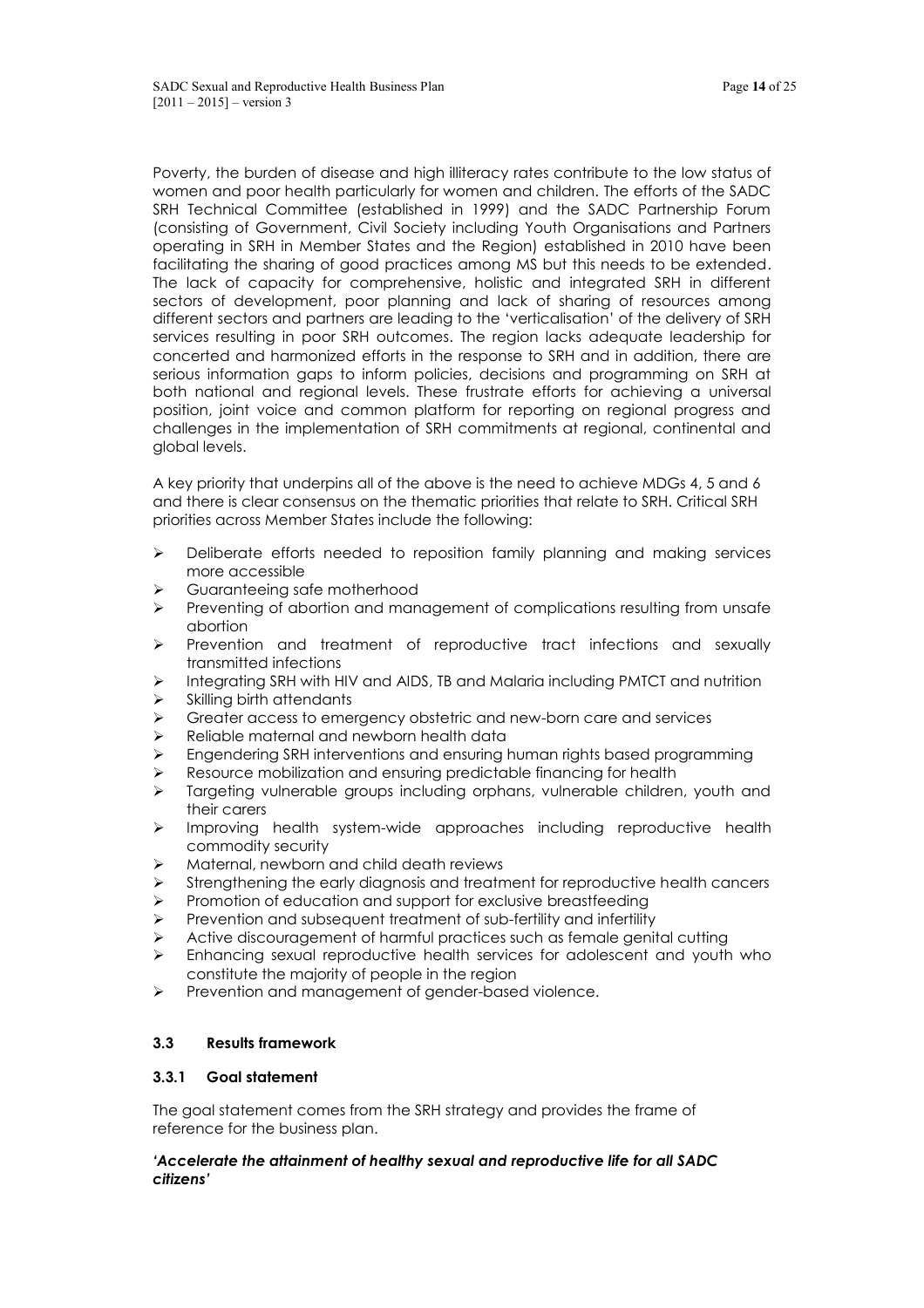Poverty, the burden of disease and high illiteracy rates contribute to the low status of women and poor health particularly for women and children. The efforts of the SADC SRH Technical Committee (established in 1999) and the SADC Partnership Forum (consisting of Government, Civil Society including Youth Organisations and Partners operating in SRH in Member States and the Region) established in 2010 have been facilitating the sharing of good practices among MS but this needs to be extended. The lack of capacity for comprehensive, holistic and integrated SRH in different sectors of development, poor planning and lack of sharing of resources among different sectors and partners are leading to the 'verticalisation' of the delivery of SRH services resulting in poor SRH outcomes. The region lacks adequate leadership for concerted and harmonized efforts in the response to SRH and in addition, there are serious information gaps to inform policies, decisions and programming on SRH at both national and regional levels. These frustrate efforts for achieving a universal position, joint voice and common platform for reporting on regional progress and challenges in the implementation of SRH commitments at regional, continental and global levels.

A key priority that underpins all of the above is the need to achieve MDGs 4, 5 and 6 and there is clear consensus on the thematic priorities that relate to SRH. Critical SRH priorities across Member States include the following:

- Deliberate efforts needed to reposition family planning and making services more accessible
- Guaranteeing safe motherhood
- Preventing of abortion and management of complications resulting from unsafe abortion
- Prevention and treatment of reproductive tract infections and sexually transmitted infections
- Integrating SRH with HIV and AIDS, TB and Malaria including PMTCT and nutrition
- Skilling birth attendants
- Greater access to emergency obstetric and new-born care and services
- Reliable maternal and newborn health data
- Engendering SRH interventions and ensuring human rights based programming
- Resource mobilization and ensuring predictable financing for health
- Targeting vulnerable groups including orphans, vulnerable children, youth and their carers
- Improving health system-wide approaches including reproductive health commodity security
- Maternal, newborn and child death reviews
- Strengthening the early diagnosis and treatment for reproductive health cancers
- Promotion of education and support for exclusive breastfeeding
- Prevention and subsequent treatment of sub-fertility and infertility
- Active discouragement of harmful practices such as female genital cutting
- Enhancing sexual reproductive health services for adolescent and youth who constitute the majority of people in the region
- Prevention and management of gender-based violence.

### 3.3 Results framework

#### 3.3.1 Goal statement

The goal statement comes from the SRH strategy and provides the frame of reference for the business plan.

***'Accelerate the attainment of healthy sexual and reproductive life for all SADC citizens'***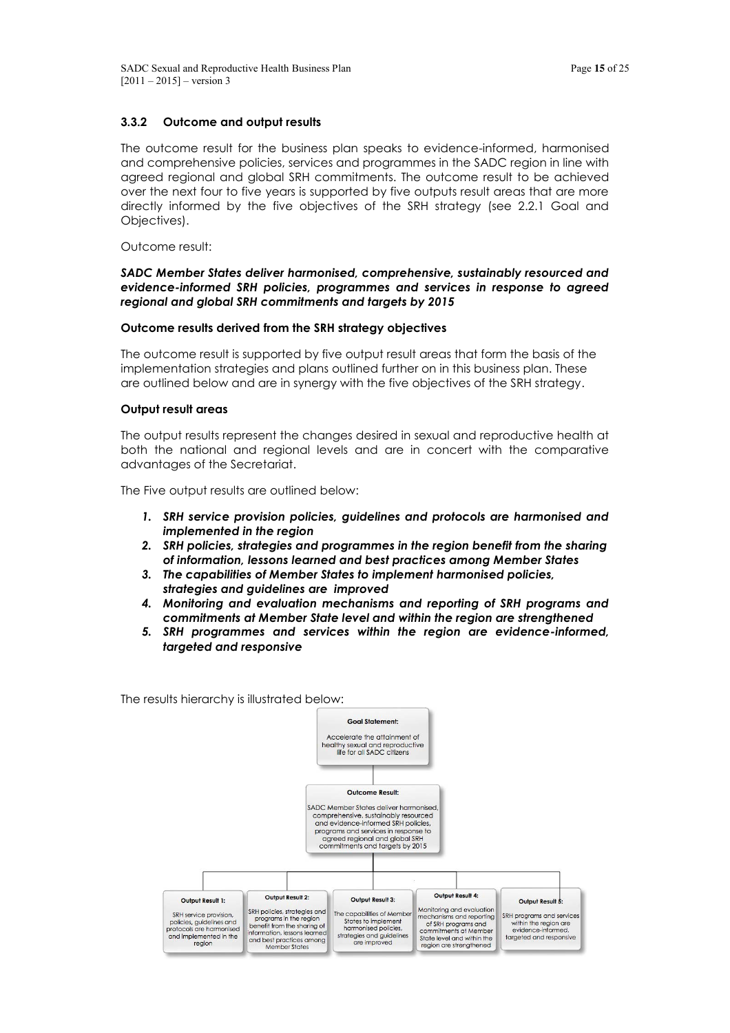### 3.3.2 Outcome and output results

The outcome result for the business plan speaks to evidence-informed, harmonised and comprehensive policies, services and programmes in the SADC region in line with agreed regional and global SRH commitments. The outcome result to be achieved over the next four to five years is supported by five outputs result areas that are more directly informed by the five objectives of the SRH strategy (see 2.2.1 Goal and Objectives).

Outcome result:

***SADC Member States deliver harmonised, comprehensive, sustainably resourced and evidence-informed SRH policies, programmes and services in response to agreed regional and global SRH commitments and targets by 2015***

**Outcome results derived from the SRH strategy objectives**

The outcome result is supported by five output result areas that form the basis of the implementation strategies and plans outlined further on in this business plan. These are outlined below and are in synergy with the five objectives of the SRH strategy.

**Output result areas**

The output results represent the changes desired in sexual and reproductive health at both the national and regional levels and are in concert with the comparative advantages of the Secretariat.

The Five output results are outlined below:

1. ***SRH service provision policies, guidelines and protocols are harmonised and implemented in the region***
2. ***SRH policies, strategies and programmes in the region benefit from the sharing of information, lessons learned and best practices among Member States***
3. ***The capabilities of Member States to implement harmonised policies, strategies and guidelines are improved***
4. ***Monitoring and evaluation mechanisms and reporting of SRH programs and commitments at Member State level and within the region are strengthened***
5. ***SRH programmes and services within the region are evidence-informed, targeted and responsive***

The results hierarchy is illustrated below:

**Goal Statement:** Accelerate the attainment of healthy sexual and reproductive life for all SADC citizens

**Outcome Result:** SADC Member States deliver harmonised, comprehensive, sustainably resourced and evidence-informed SRH policies, programs and services in response to agreed regional and global SRH commitments and targets by 2015

**Output Result 1:** SRH service provision, policies, guidelines and protocols are harmonised and implemented in the region

**Output Result 2:** SRH policies, strategies and programs in the region benefit from the sharing of information, lessons learned and best practices among Member States

**Output Result 3:** The capabilities of Member States to implement harmonised policies, strategies and guidelines are improved

**Output Result 4:** Monitoring and evaluation mechanisms and reporting of SRH programs and commitments at Member State level and within the region are strengthened

**Output Result 5:** SRH programs and services within the region are evidence-informed, targeted and responsive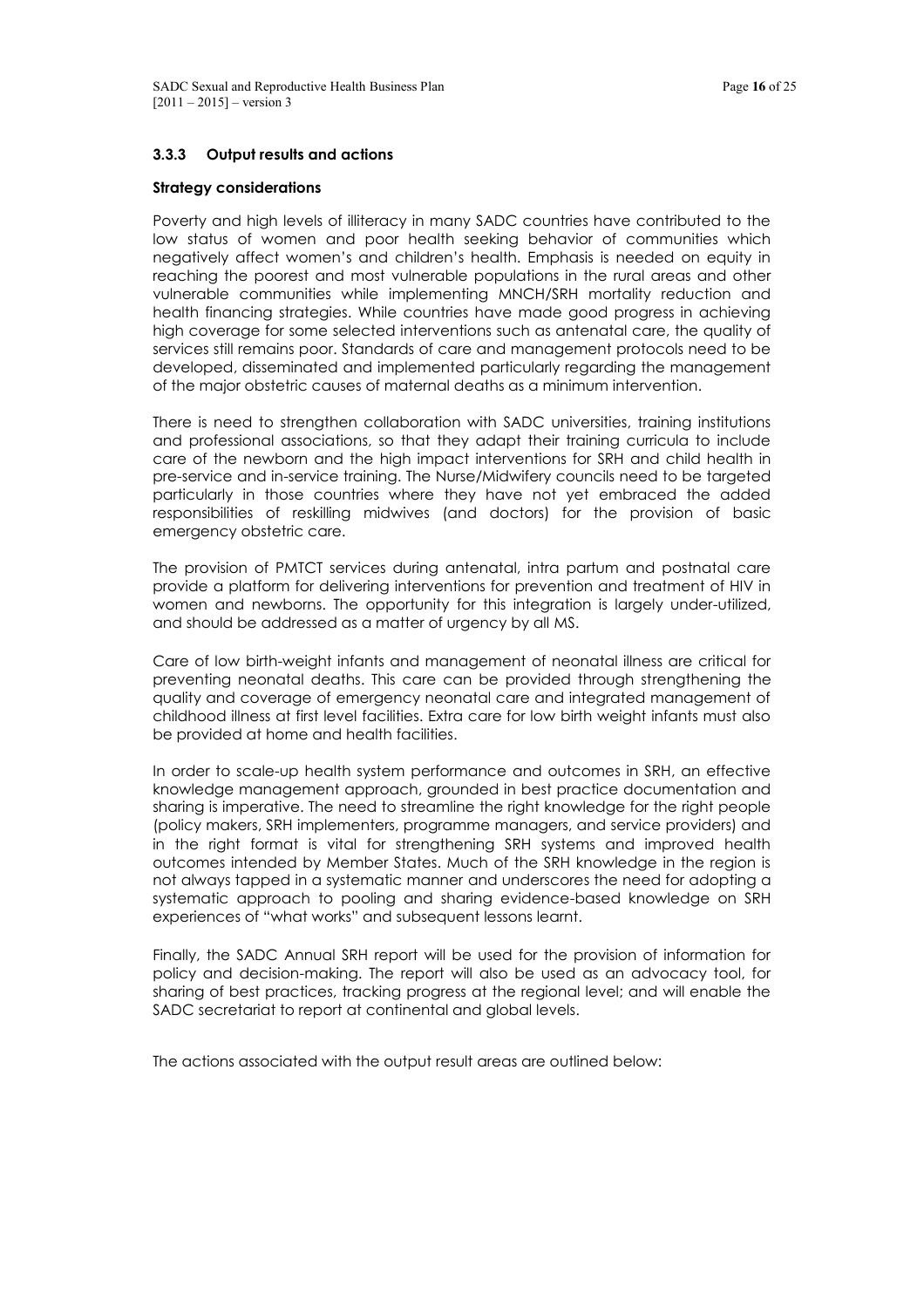### 3.3.3 Output results and actions

**Strategy considerations**

Poverty and high levels of illiteracy in many SADC countries have contributed to the low status of women and poor health seeking behavior of communities which negatively affect women's and children's health. Emphasis is needed on equity in reaching the poorest and most vulnerable populations in the rural areas and other vulnerable communities while implementing MNCH/SRH mortality reduction and health financing strategies. While countries have made good progress in achieving high coverage for some selected interventions such as antenatal care, the quality of services still remains poor. Standards of care and management protocols need to be developed, disseminated and implemented particularly regarding the management of the major obstetric causes of maternal deaths as a minimum intervention.

There is need to strengthen collaboration with SADC universities, training institutions and professional associations, so that they adapt their training curricula to include care of the newborn and the high impact interventions for SRH and child health in pre-service and in-service training. The Nurse/Midwifery councils need to be targeted particularly in those countries where they have not yet embraced the added responsibilities of reskilling midwives (and doctors) for the provision of basic emergency obstetric care.

The provision of PMTCT services during antenatal, intra partum and postnatal care provide a platform for delivering interventions for prevention and treatment of HIV in women and newborns. The opportunity for this integration is largely under-utilized, and should be addressed as a matter of urgency by all MS.

Care of low birth-weight infants and management of neonatal illness are critical for preventing neonatal deaths. This care can be provided through strengthening the quality and coverage of emergency neonatal care and integrated management of childhood illness at first level facilities. Extra care for low birth weight infants must also be provided at home and health facilities.

In order to scale-up health system performance and outcomes in SRH, an effective knowledge management approach, grounded in best practice documentation and sharing is imperative. The need to streamline the right knowledge for the right people (policy makers, SRH implementers, programme managers, and service providers) and in the right format is vital for strengthening SRH systems and improved health outcomes intended by Member States. Much of the SRH knowledge in the region is not always tapped in a systematic manner and underscores the need for adopting a systematic approach to pooling and sharing evidence-based knowledge on SRH experiences of "what works" and subsequent lessons learnt.

Finally, the SADC Annual SRH report will be used for the provision of information for policy and decision-making. The report will also be used as an advocacy tool, for sharing of best practices, tracking progress at the regional level; and will enable the SADC secretariat to report at continental and global levels.

The actions associated with the output result areas are outlined below: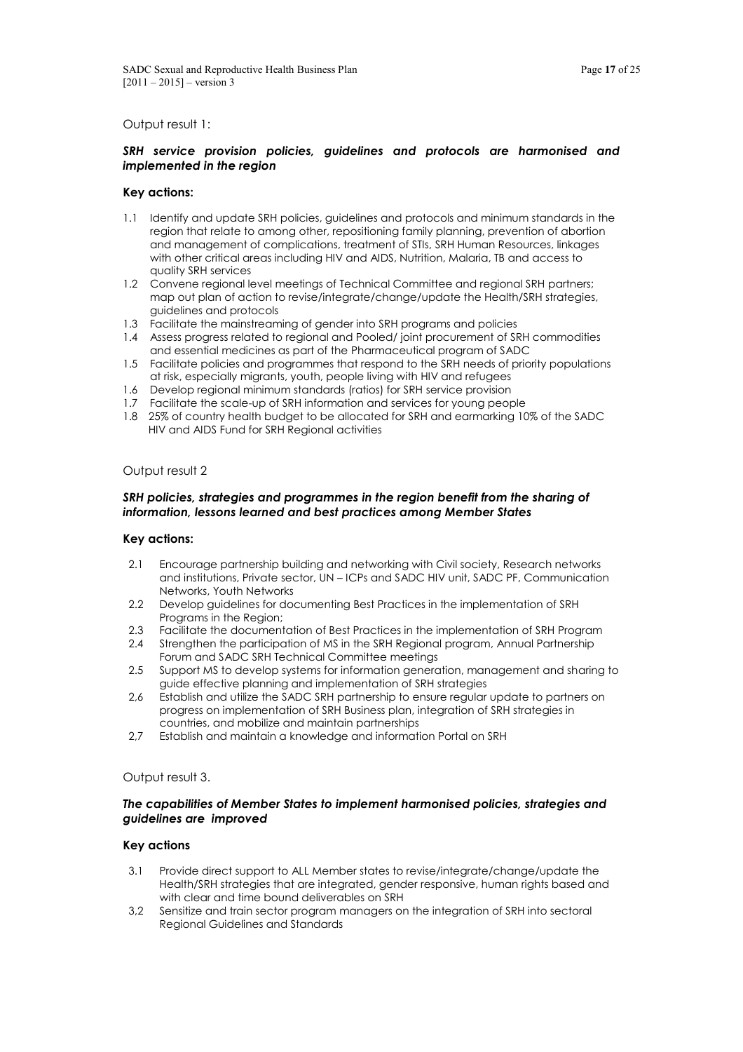Output result 1:

***SRH service provision policies, guidelines and protocols are harmonised and implemented in the region***

**Key actions:**

1.1 Identify and update SRH policies, guidelines and protocols and minimum standards in the region that relate to among other, repositioning family planning, prevention of abortion and management of complications, treatment of STIs, SRH Human Resources, linkages with other critical areas including HIV and AIDS, Nutrition, Malaria, TB and access to quality SRH services
1.2 Convene regional level meetings of Technical Committee and regional SRH partners; map out plan of action to revise/integrate/change/update the Health/SRH strategies, guidelines and protocols
1.3 Facilitate the mainstreaming of gender into SRH programs and policies
1.4 Assess progress related to regional and Pooled/ joint procurement of SRH commodities and essential medicines as part of the Pharmaceutical program of SADC
1.5 Facilitate policies and programmes that respond to the SRH needs of priority populations at risk, especially migrants, youth, people living with HIV and refugees
1.6 Develop regional minimum standards (ratios) for SRH service provision
1.7 Facilitate the scale-up of SRH information and services for young people
1.8 25% of country health budget to be allocated for SRH and earmarking 10% of the SADC HIV and AIDS Fund for SRH Regional activities

Output result 2

***SRH policies, strategies and programmes in the region benefit from the sharing of information, lessons learned and best practices among Member States***

**Key actions:**

2.1 Encourage partnership building and networking with Civil society, Research networks and institutions, Private sector, UN – ICPs and SADC HIV unit, SADC PF, Communication Networks, Youth Networks
2.2 Develop guidelines for documenting Best Practices in the implementation of SRH Programs in the Region;
2.3 Facilitate the documentation of Best Practices in the implementation of SRH Program
2.4 Strengthen the participation of MS in the SRH Regional program, Annual Partnership Forum and SADC SRH Technical Committee meetings
2.5 Support MS to develop systems for information generation, management and sharing to guide effective planning and implementation of SRH strategies
2,6 Establish and utilize the SADC SRH partnership to ensure regular update to partners on progress on implementation of SRH Business plan, integration of SRH strategies in countries, and mobilize and maintain partnerships
2,7 Establish and maintain a knowledge and information Portal on SRH

Output result 3.

***The capabilities of Member States to implement harmonised policies, strategies and guidelines are improved***

**Key actions**

3.1 Provide direct support to ALL Member states to revise/integrate/change/update the Health/SRH strategies that are integrated, gender responsive, human rights based and with clear and time bound deliverables on SRH
3,2 Sensitize and train sector program managers on the integration of SRH into sectoral Regional Guidelines and Standards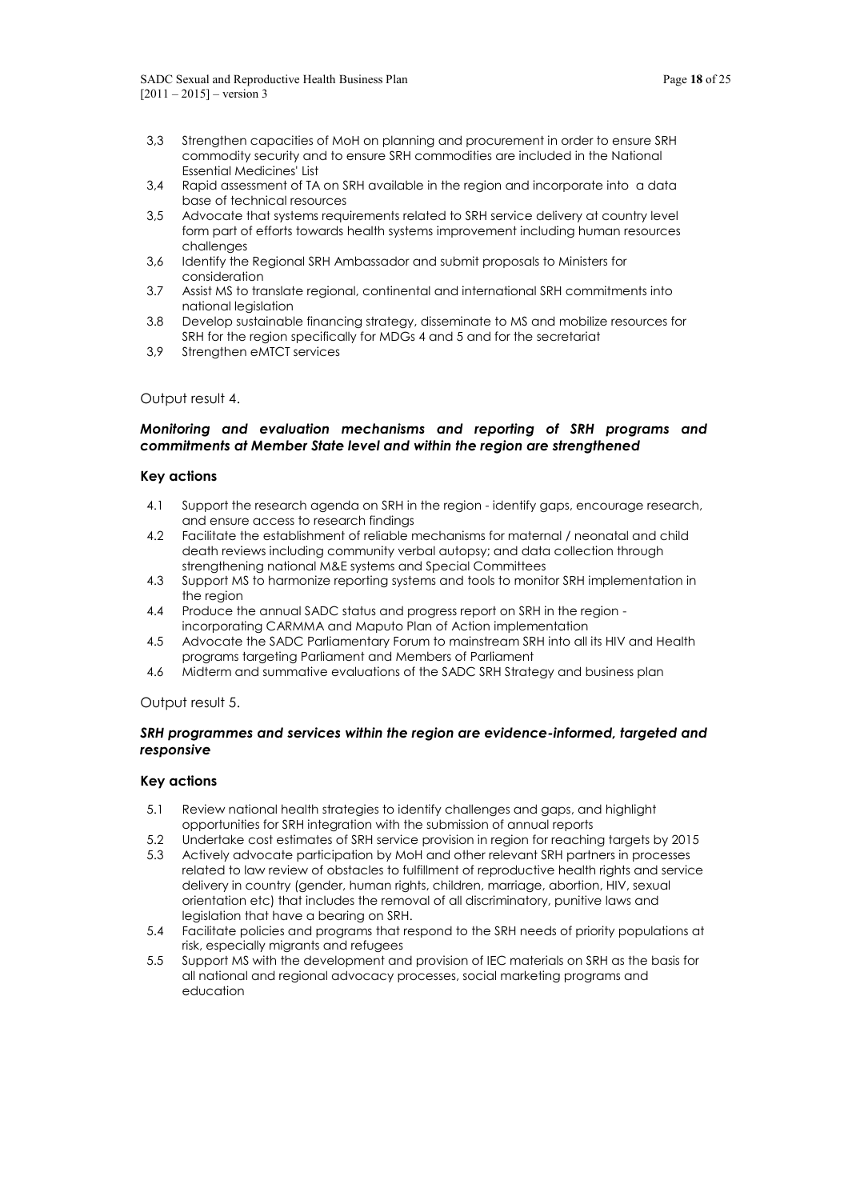- 3,3 Strengthen capacities of MoH on planning and procurement in order to ensure SRH commodity security and to ensure SRH commodities are included in the National Essential Medicines' List
- 3,4 Rapid assessment of TA on SRH available in the region and incorporate into a data base of technical resources
- 3,5 Advocate that systems requirements related to SRH service delivery at country level form part of efforts towards health systems improvement including human resources challenges
- 3,6 Identify the Regional SRH Ambassador and submit proposals to Ministers for consideration
- 3.7 Assist MS to translate regional, continental and international SRH commitments into national legislation
- 3.8 Develop sustainable financing strategy, disseminate to MS and mobilize resources for SRH for the region specifically for MDGs 4 and 5 and for the secretariat
- 3,9 Strengthen eMTCT services

Output result 4.

***Monitoring and evaluation mechanisms and reporting of SRH programs and commitments at Member State level and within the region are strengthened***

**Key actions**

- 4.1 Support the research agenda on SRH in the region - identify gaps, encourage research, and ensure access to research findings
- 4.2 Facilitate the establishment of reliable mechanisms for maternal / neonatal and child death reviews including community verbal autopsy; and data collection through strengthening national M&E systems and Special Committees
- 4.3 Support MS to harmonize reporting systems and tools to monitor SRH implementation in the region
- 4.4 Produce the annual SADC status and progress report on SRH in the region - incorporating CARMMA and Maputo Plan of Action implementation
- 4.5 Advocate the SADC Parliamentary Forum to mainstream SRH into all its HIV and Health programs targeting Parliament and Members of Parliament
- 4.6 Midterm and summative evaluations of the SADC SRH Strategy and business plan

Output result 5.

***SRH programmes and services within the region are evidence-informed, targeted and responsive***

**Key actions**

- 5.1 Review national health strategies to identify challenges and gaps, and highlight opportunities for SRH integration with the submission of annual reports
- 5.2 Undertake cost estimates of SRH service provision in region for reaching targets by 2015
- 5.3 Actively advocate participation by MoH and other relevant SRH partners in processes related to law review of obstacles to fulfillment of reproductive health rights and service delivery in country (gender, human rights, children, marriage, abortion, HIV, sexual orientation etc) that includes the removal of all discriminatory, punitive laws and legislation that have a bearing on SRH.
- 5.4 Facilitate policies and programs that respond to the SRH needs of priority populations at risk, especially migrants and refugees
- 5.5 Support MS with the development and provision of IEC materials on SRH as the basis for all national and regional advocacy processes, social marketing programs and education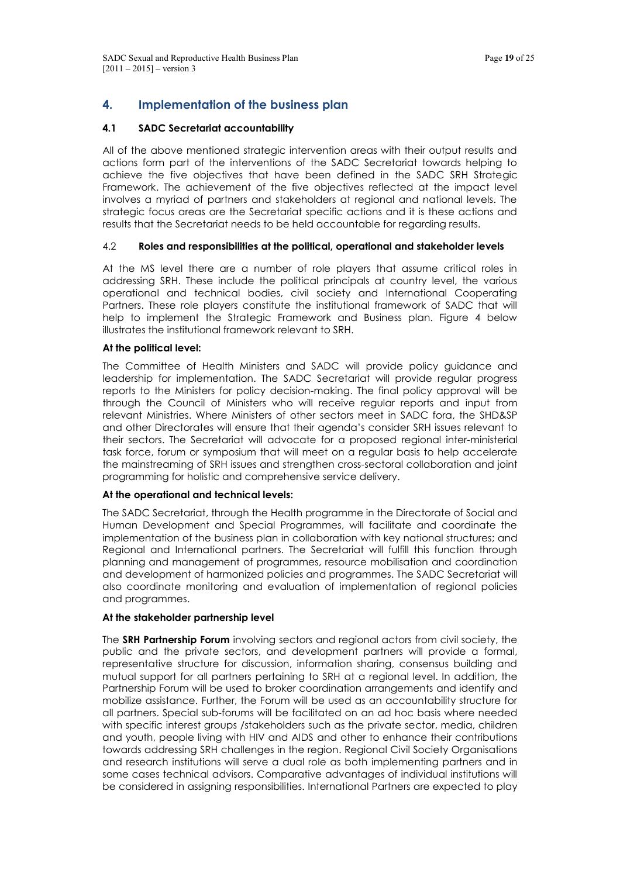## 4. Implementation of the business plan

### 4.1 SADC Secretariat accountability

All of the above mentioned strategic intervention areas with their output results and actions form part of the interventions of the SADC Secretariat towards helping to achieve the five objectives that have been defined in the SADC SRH Strategic Framework. The achievement of the five objectives reflected at the impact level involves a myriad of partners and stakeholders at regional and national levels. The strategic focus areas are the Secretariat specific actions and it is these actions and results that the Secretariat needs to be held accountable for regarding results.

### 4.2 Roles and responsibilities at the political, operational and stakeholder levels

At the MS level there are a number of role players that assume critical roles in addressing SRH. These include the political principals at country level, the various operational and technical bodies, civil society and International Cooperating Partners. These role players constitute the institutional framework of SADC that will help to implement the Strategic Framework and Business plan. Figure 4 below illustrates the institutional framework relevant to SRH.

**At the political level:**

The Committee of Health Ministers and SADC will provide policy guidance and leadership for implementation. The SADC Secretariat will provide regular progress reports to the Ministers for policy decision-making. The final policy approval will be through the Council of Ministers who will receive regular reports and input from relevant Ministries. Where Ministers of other sectors meet in SADC fora, the SHD&SP and other Directorates will ensure that their agenda's consider SRH issues relevant to their sectors. The Secretariat will advocate for a proposed regional inter-ministerial task force, forum or symposium that will meet on a regular basis to help accelerate the mainstreaming of SRH issues and strengthen cross-sectoral collaboration and joint programming for holistic and comprehensive service delivery.

**At the operational and technical levels:**

The SADC Secretariat, through the Health programme in the Directorate of Social and Human Development and Special Programmes, will facilitate and coordinate the implementation of the business plan in collaboration with key national structures; and Regional and International partners. The Secretariat will fulfill this function through planning and management of programmes, resource mobilisation and coordination and development of harmonized policies and programmes. The SADC Secretariat will also coordinate monitoring and evaluation of implementation of regional policies and programmes.

**At the stakeholder partnership level**

The **SRH Partnership Forum** involving sectors and regional actors from civil society, the public and the private sectors, and development partners will provide a formal, representative structure for discussion, information sharing, consensus building and mutual support for all partners pertaining to SRH at a regional level. In addition, the Partnership Forum will be used to broker coordination arrangements and identify and mobilize assistance. Further, the Forum will be used as an accountability structure for all partners. Special sub-forums will be facilitated on an ad hoc basis where needed with specific interest groups /stakeholders such as the private sector, media, children and youth, people living with HIV and AIDS and other to enhance their contributions towards addressing SRH challenges in the region. Regional Civil Society Organisations and research institutions will serve a dual role as both implementing partners and in some cases technical advisors. Comparative advantages of individual institutions will be considered in assigning responsibilities. International Partners are expected to play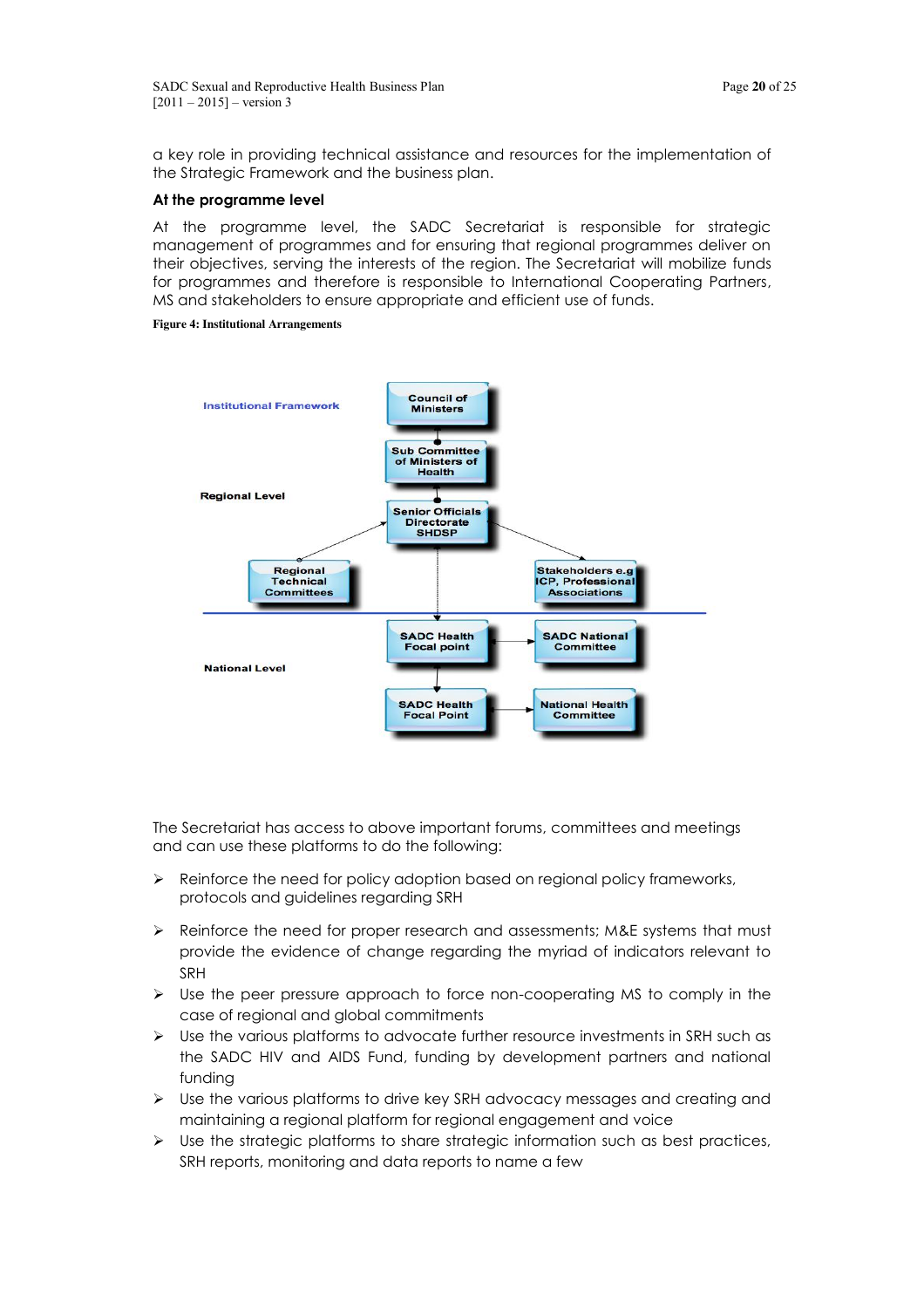a key role in providing technical assistance and resources for the implementation of the Strategic Framework and the business plan.

**At the programme level**

At the programme level, the SADC Secretariat is responsible for strategic management of programmes and for ensuring that regional programmes deliver on their objectives, serving the interests of the region. The Secretariat will mobilize funds for programmes and therefore is responsible to International Cooperating Partners, MS and stakeholders to ensure appropriate and efficient use of funds.

**Figure 4: Institutional Arrangements**

Institutional Framework

Regional Level

- Council of Ministers
- Sub Committee of Ministers of Health
- Senior Officials Directorate SHDSP
- Regional Technical Committees
- Stakeholders e.g ICP, Professional Associations

National Level

- SADC Health Focal point → SADC National Committee
- SADC Health Focal Point → National Health Committee

The Secretariat has access to above important forums, committees and meetings and can use these platforms to do the following:

- Reinforce the need for policy adoption based on regional policy frameworks, protocols and guidelines regarding SRH
- Reinforce the need for proper research and assessments; M&E systems that must provide the evidence of change regarding the myriad of indicators relevant to SRH
- Use the peer pressure approach to force non-cooperating MS to comply in the case of regional and global commitments
- Use the various platforms to advocate further resource investments in SRH such as the SADC HIV and AIDS Fund, funding by development partners and national funding
- Use the various platforms to drive key SRH advocacy messages and creating and maintaining a regional platform for regional engagement and voice
- Use the strategic platforms to share strategic information such as best practices, SRH reports, monitoring and data reports to name a few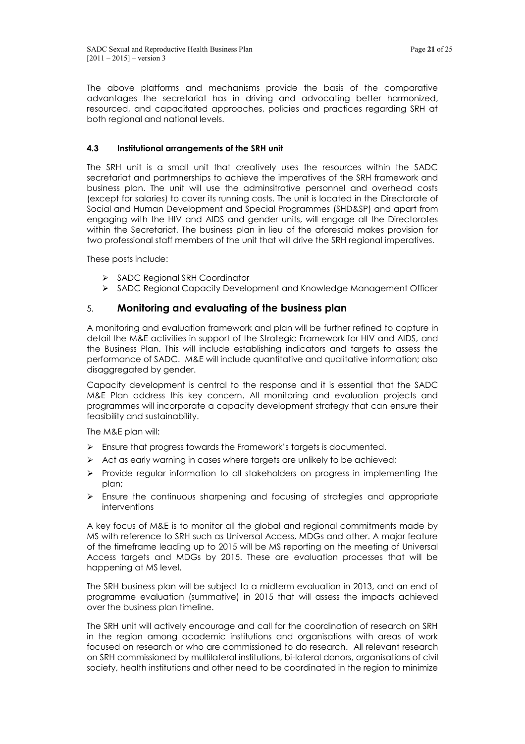The above platforms and mechanisms provide the basis of the comparative advantages the secretariat has in driving and advocating better harmonized, resourced, and capacitated approaches, policies and practices regarding SRH at both regional and national levels.

### 4.3 Institutional arrangements of the SRH unit

The SRH unit is a small unit that creatively uses the resources within the SADC secretariat and partmnerships to achieve the imperatives of the SRH framework and business plan. The unit will use the adminsitrative personnel and overhead costs (except for salaries) to cover its running costs. The unit is located in the Directorate of Social and Human Development and Special Programmes (SHD&SP) and apart from engaging with the HIV and AIDS and gender units, will engage all the Directorates within the Secretariat. The business plan in lieu of the aforesaid makes provision for two professional staff members of the unit that will drive the SRH regional imperatives.

These posts include:

- SADC Regional SRH Coordinator
- SADC Regional Capacity Development and Knowledge Management Officer

## 5. Monitoring and evaluating of the business plan

A monitoring and evaluation framework and plan will be further refined to capture in detail the M&E activities in support of the Strategic Framework for HIV and AIDS, and the Business Plan. This will include establishing indicators and targets to assess the performance of SADC. M&E will include quantitative and qualitative information; also disaggregated by gender.

Capacity development is central to the response and it is essential that the SADC M&E Plan address this key concern. All monitoring and evaluation projects and programmes will incorporate a capacity development strategy that can ensure their feasibility and sustainability.

The M&E plan will:

- Ensure that progress towards the Framework's targets is documented.
- Act as early warning in cases where targets are unlikely to be achieved;
- Provide regular information to all stakeholders on progress in implementing the plan;
- Ensure the continuous sharpening and focusing of strategies and appropriate interventions

A key focus of M&E is to monitor all the global and regional commitments made by MS with reference to SRH such as Universal Access, MDGs and other. A major feature of the timeframe leading up to 2015 will be MS reporting on the meeting of Universal Access targets and MDGs by 2015. These are evaluation processes that will be happening at MS level.

The SRH business plan will be subject to a midterm evaluation in 2013, and an end of programme evaluation (summative) in 2015 that will assess the impacts achieved over the business plan timeline.

The SRH unit will actively encourage and call for the coordination of research on SRH in the region among academic institutions and organisations with areas of work focused on research or who are commissioned to do research. All relevant research on SRH commissioned by multilateral institutions, bi-lateral donors, organisations of civil society, health institutions and other need to be coordinated in the region to minimize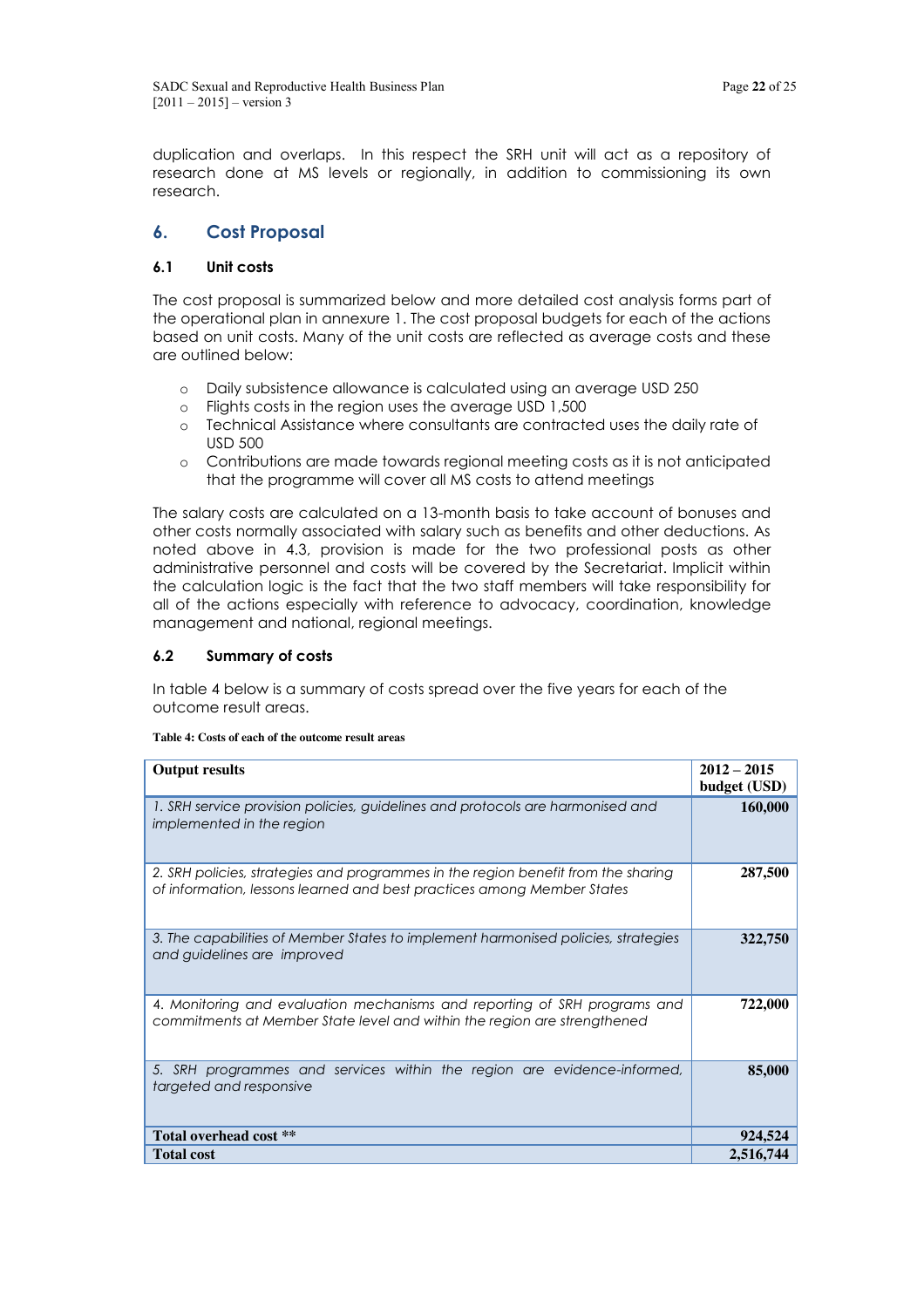duplication and overlaps. In this respect the SRH unit will act as a repository of research done at MS levels or regionally, in addition to commissioning its own research.

## 6. Cost Proposal

### 6.1 Unit costs

The cost proposal is summarized below and more detailed cost analysis forms part of the operational plan in annexure 1. The cost proposal budgets for each of the actions based on unit costs. Many of the unit costs are reflected as average costs and these are outlined below:

- Daily subsistence allowance is calculated using an average USD 250
- Flights costs in the region uses the average USD 1,500
- Technical Assistance where consultants are contracted uses the daily rate of USD 500
- Contributions are made towards regional meeting costs as it is not anticipated that the programme will cover all MS costs to attend meetings

The salary costs are calculated on a 13-month basis to take account of bonuses and other costs normally associated with salary such as benefits and other deductions. As noted above in 4.3, provision is made for the two professional posts as other administrative personnel and costs will be covered by the Secretariat. Implicit within the calculation logic is the fact that the two staff members will take responsibility for all of the actions especially with reference to advocacy, coordination, knowledge management and national, regional meetings.

### 6.2 Summary of costs

In table 4 below is a summary of costs spread over the five years for each of the outcome result areas.

**Table 4: Costs of each of the outcome result areas**

| Output results | 2012 – 2015 budget (USD) |
|---|---|
| *1. SRH service provision policies, guidelines and protocols are harmonised and implemented in the region* | **160,000** |
| *2. SRH policies, strategies and programmes in the region benefit from the sharing of information, lessons learned and best practices among Member States* | **287,500** |
| *3. The capabilities of Member States to implement harmonised policies, strategies and guidelines are improved* | **322,750** |
| *4. Monitoring and evaluation mechanisms and reporting of SRH programs and commitments at Member State level and within the region are strengthened* | **722,000** |
| *5. SRH programmes and services within the region are evidence-informed, targeted and responsive* | **85,000** |
| **Total overhead cost \*\*** | **924,524** |
| **Total cost** | **2,516,744** |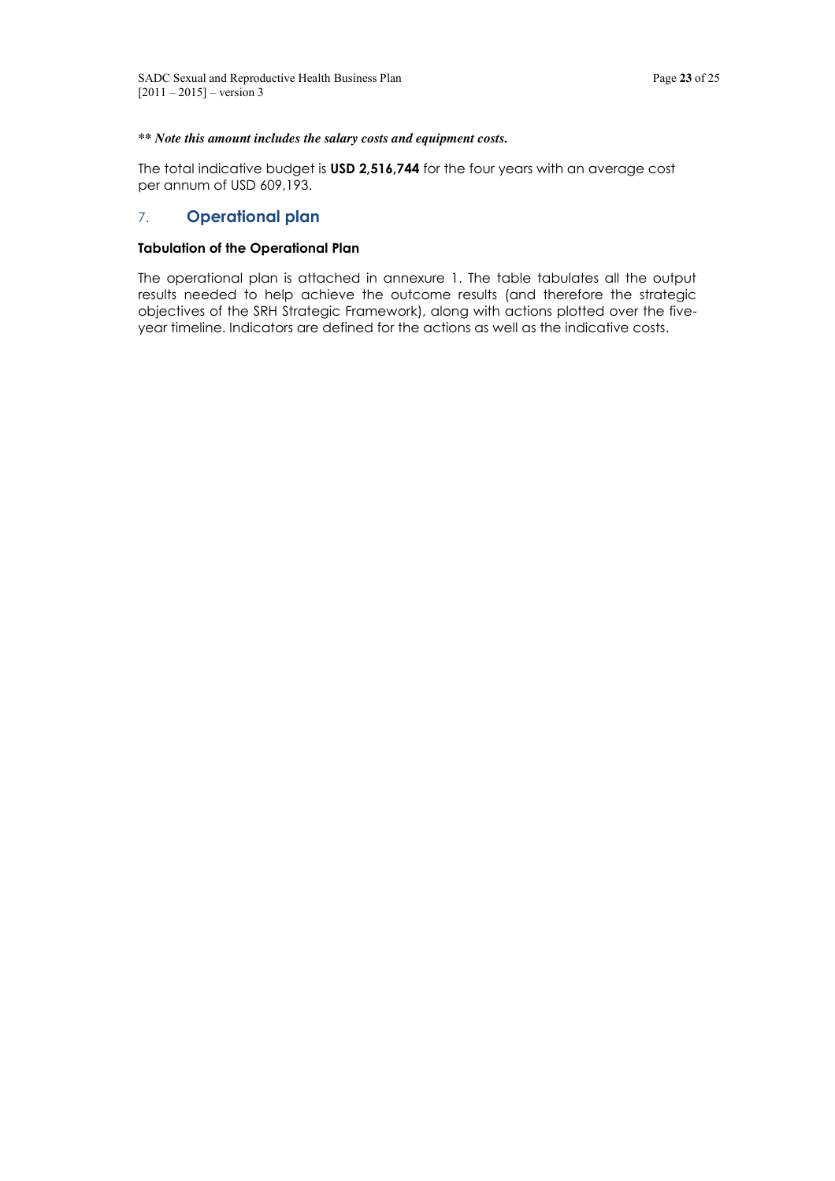***\*\* Note this amount includes the salary costs and equipment costs.***

The total indicative budget is **USD 2,516,744** for the four years with an average cost per annum of USD 609,193.

## 7. Operational plan

### Tabulation of the Operational Plan

The operational plan is attached in annexure 1. The table tabulates all the output results needed to help achieve the outcome results (and therefore the strategic objectives of the SRH Strategic Framework), along with actions plotted over the five-year timeline. Indicators are defined for the actions as well as the indicative costs.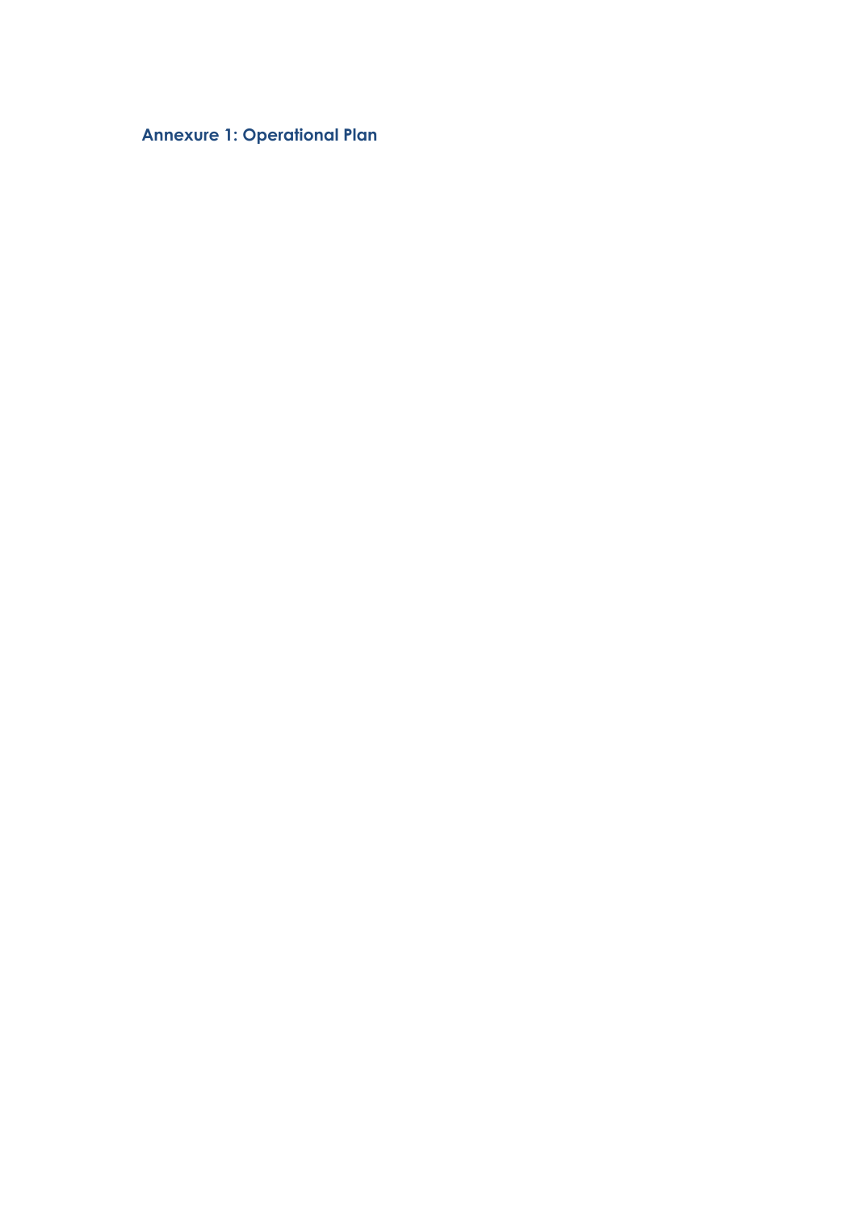## Annexure 1: Operational Plan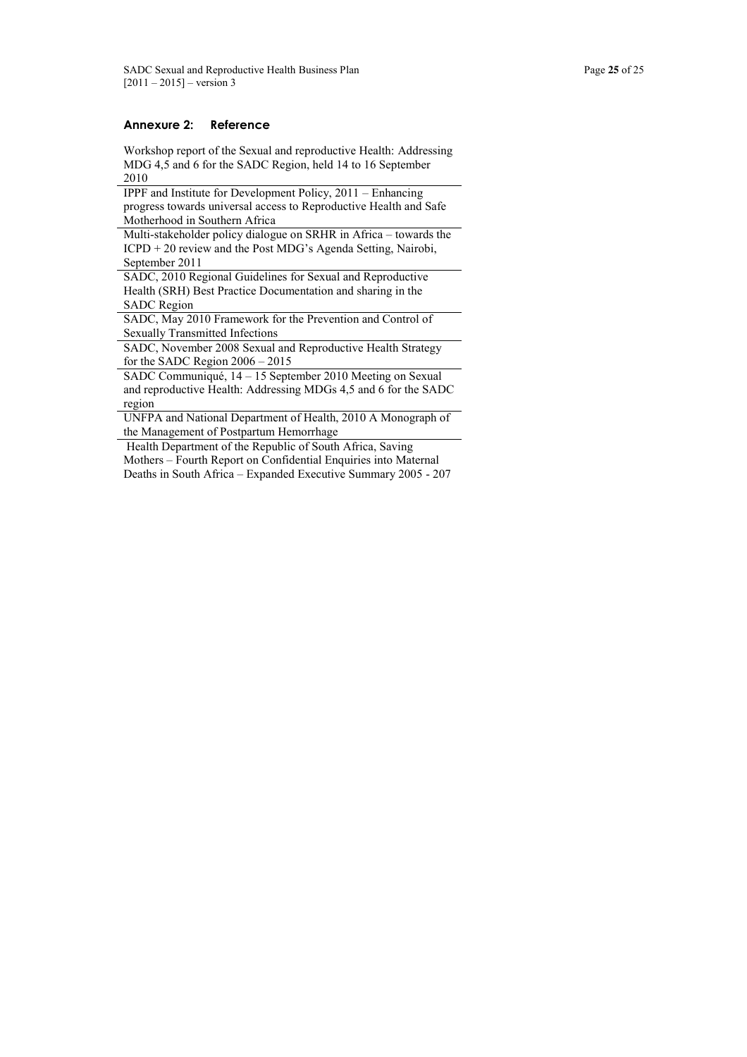## Annexure 2: Reference

Workshop report of the Sexual and reproductive Health: Addressing MDG 4,5 and 6 for the SADC Region, held 14 to 16 September 2010

IPPF and Institute for Development Policy, 2011 – Enhancing progress towards universal access to Reproductive Health and Safe Motherhood in Southern Africa

Multi-stakeholder policy dialogue on SRHR in Africa – towards the ICPD + 20 review and the Post MDG's Agenda Setting, Nairobi, September 2011

SADC, 2010 Regional Guidelines for Sexual and Reproductive Health (SRH) Best Practice Documentation and sharing in the SADC Region

SADC, May 2010 Framework for the Prevention and Control of Sexually Transmitted Infections

SADC, November 2008 Sexual and Reproductive Health Strategy for the SADC Region 2006 – 2015

SADC Communiqué, 14 – 15 September 2010 Meeting on Sexual and reproductive Health: Addressing MDGs 4,5 and 6 for the SADC region

UNFPA and National Department of Health, 2010 A Monograph of the Management of Postpartum Hemorrhage

Health Department of the Republic of South Africa, Saving Mothers – Fourth Report on Confidential Enquiries into Maternal Deaths in South Africa – Expanded Executive Summary 2005 - 207